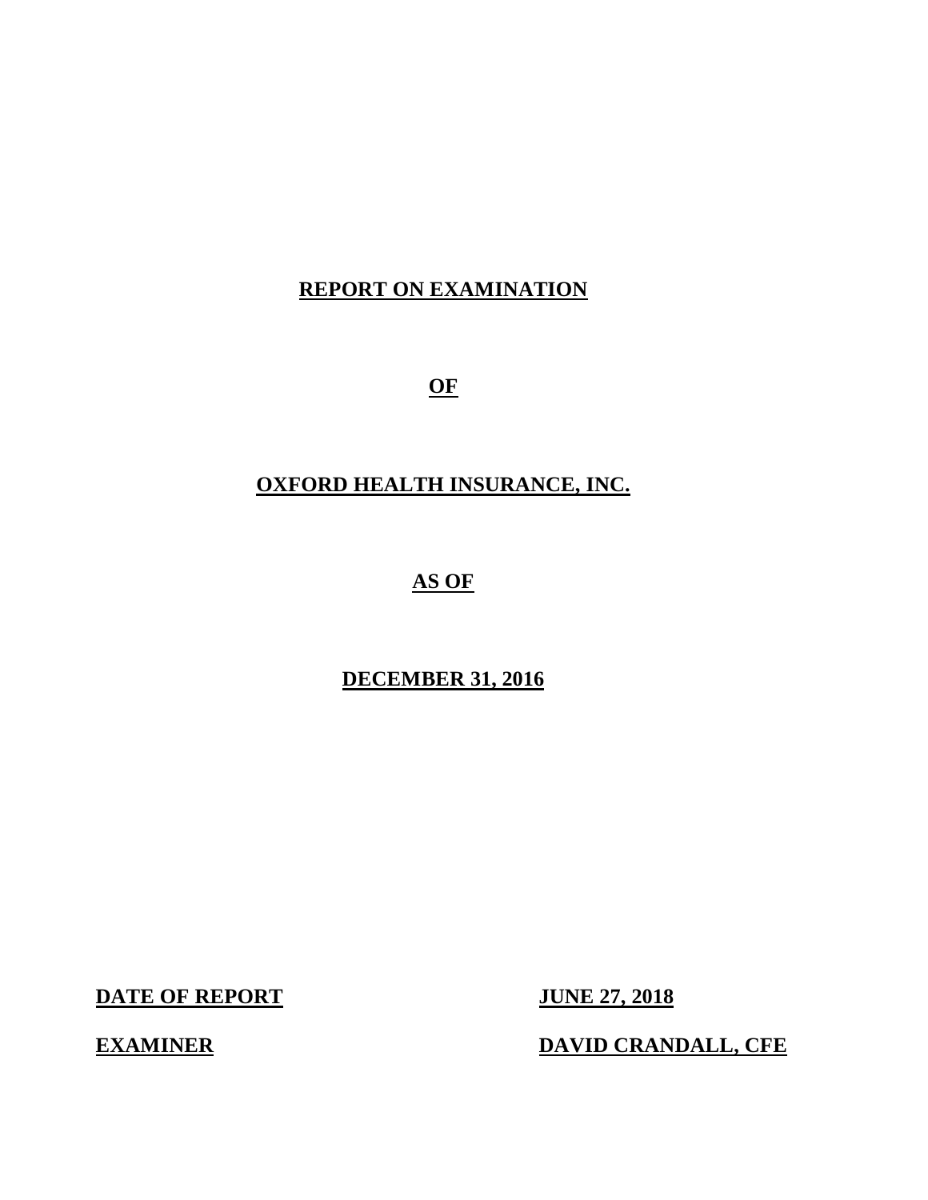# REPORT ON EXAMINATION

# OF

# OXFORD HEALTH INSURANCE, INC.

# AS OF

# DECEMBER 31, 2016

| **DATE OF REPORT** | **JUNE 27, 2018** |
|---|---|
| **EXAMINER** | **DAVID CRANDALL, CFE** |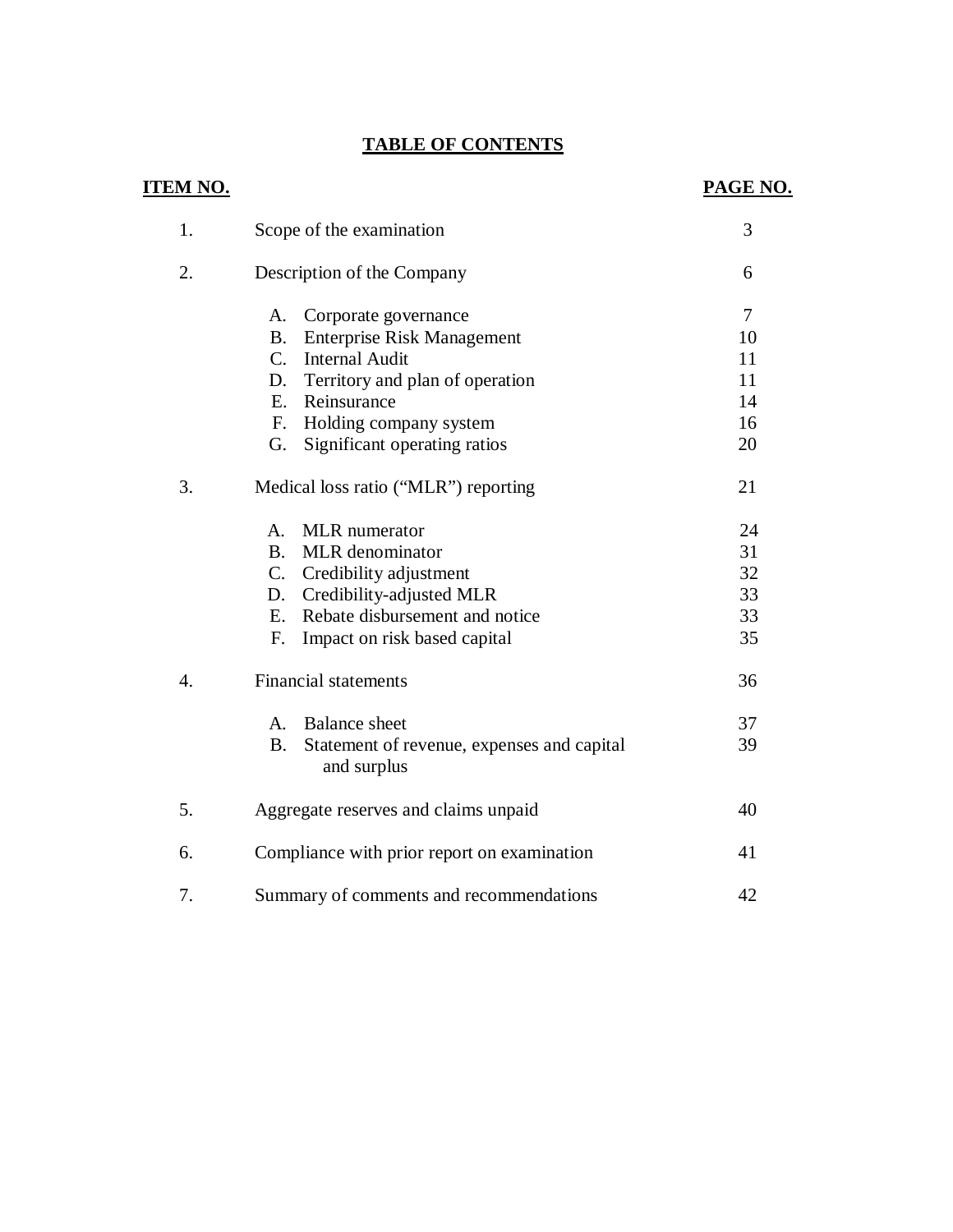# TABLE OF CONTENTS

| ITEM NO. | | PAGE NO. |
|---|---|---|
| 1. | Scope of the examination | 3 |
| 2. | Description of the Company | 6 |
| | A. Corporate governance | 7 |
| | B. Enterprise Risk Management | 10 |
| | C. Internal Audit | 11 |
| | D. Territory and plan of operation | 11 |
| | E. Reinsurance | 14 |
| | F. Holding company system | 16 |
| | G. Significant operating ratios | 20 |
| 3. | Medical loss ratio ("MLR") reporting | 21 |
| | A. MLR numerator | 24 |
| | B. MLR denominator | 31 |
| | C. Credibility adjustment | 32 |
| | D. Credibility-adjusted MLR | 33 |
| | E. Rebate disbursement and notice | 33 |
| | F. Impact on risk based capital | 35 |
| 4. | Financial statements | 36 |
| | A. Balance sheet | 37 |
| | B. Statement of revenue, expenses and capital and surplus | 39 |
| 5. | Aggregate reserves and claims unpaid | 40 |
| 6. | Compliance with prior report on examination | 41 |
| 7. | Summary of comments and recommendations | 42 |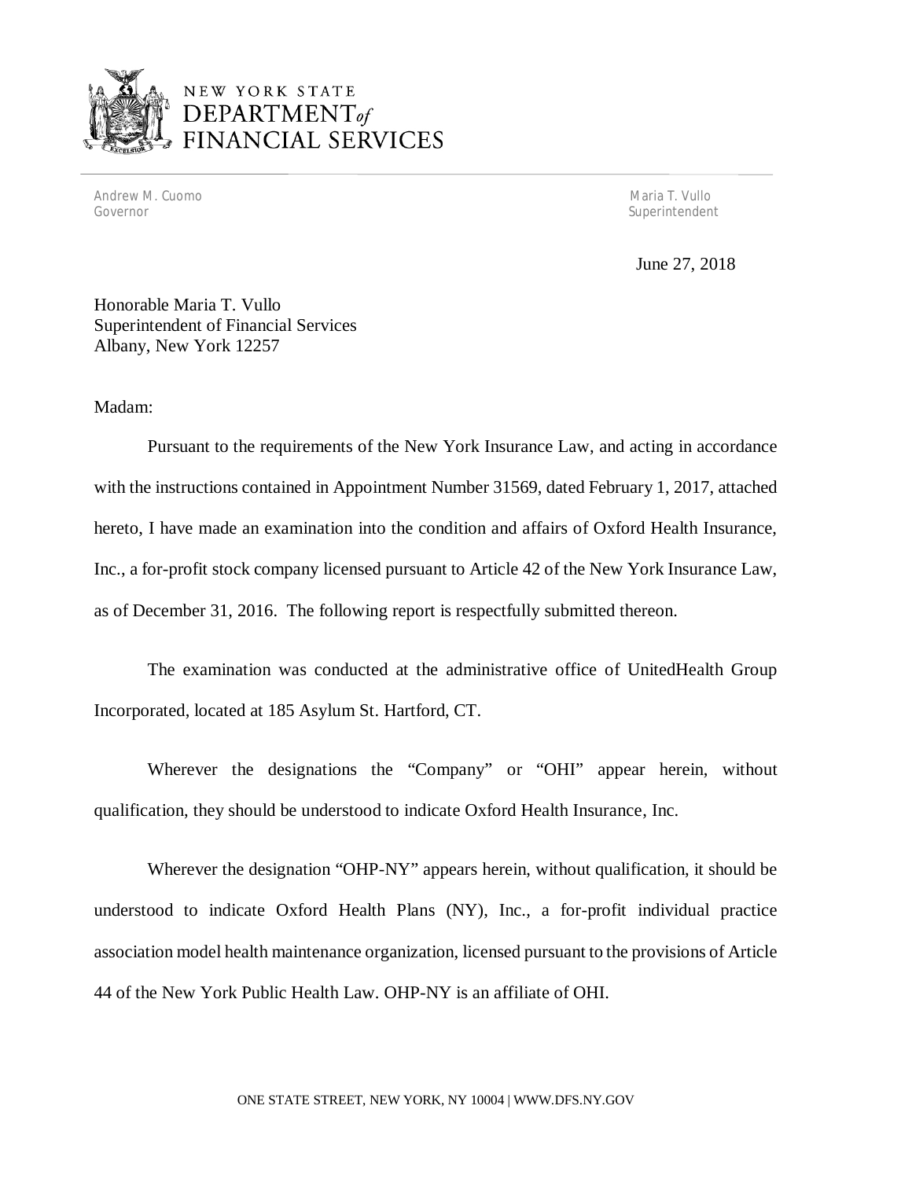NEW YORK STATE
DEPARTMENT *of* FINANCIAL SERVICES

Andrew M. Cuomo
Governor

Maria T. Vullo
Superintendent

June 27, 2018

Honorable Maria T. Vullo
Superintendent of Financial Services
Albany, New York 12257

Madam:

Pursuant to the requirements of the New York Insurance Law, and acting in accordance with the instructions contained in Appointment Number 31569, dated February 1, 2017, attached hereto, I have made an examination into the condition and affairs of Oxford Health Insurance, Inc., a for-profit stock company licensed pursuant to Article 42 of the New York Insurance Law, as of December 31, 2016. The following report is respectfully submitted thereon.

The examination was conducted at the administrative office of UnitedHealth Group Incorporated, located at 185 Asylum St. Hartford, CT.

Wherever the designations the "Company" or "OHI" appear herein, without qualification, they should be understood to indicate Oxford Health Insurance, Inc.

Wherever the designation "OHP-NY" appears herein, without qualification, it should be understood to indicate Oxford Health Plans (NY), Inc., a for-profit individual practice association model health maintenance organization, licensed pursuant to the provisions of Article 44 of the New York Public Health Law. OHP-NY is an affiliate of OHI.

ONE STATE STREET, NEW YORK, NY 10004 | WWW.DFS.NY.GOV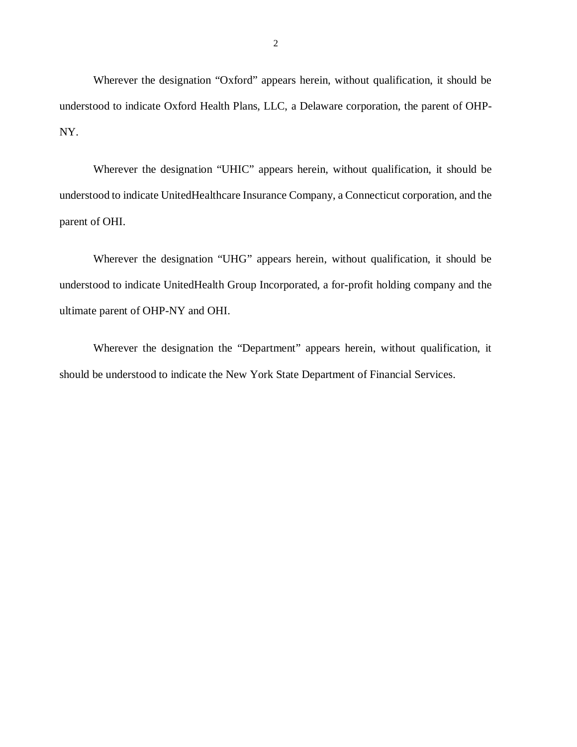Wherever the designation "Oxford" appears herein, without qualification, it should be understood to indicate Oxford Health Plans, LLC, a Delaware corporation, the parent of OHP-NY.

Wherever the designation "UHIC" appears herein, without qualification, it should be understood to indicate UnitedHealthcare Insurance Company, a Connecticut corporation, and the parent of OHI.

Wherever the designation "UHG" appears herein, without qualification, it should be understood to indicate UnitedHealth Group Incorporated, a for-profit holding company and the ultimate parent of OHP-NY and OHI.

Wherever the designation the "Department" appears herein, without qualification, it should be understood to indicate the New York State Department of Financial Services.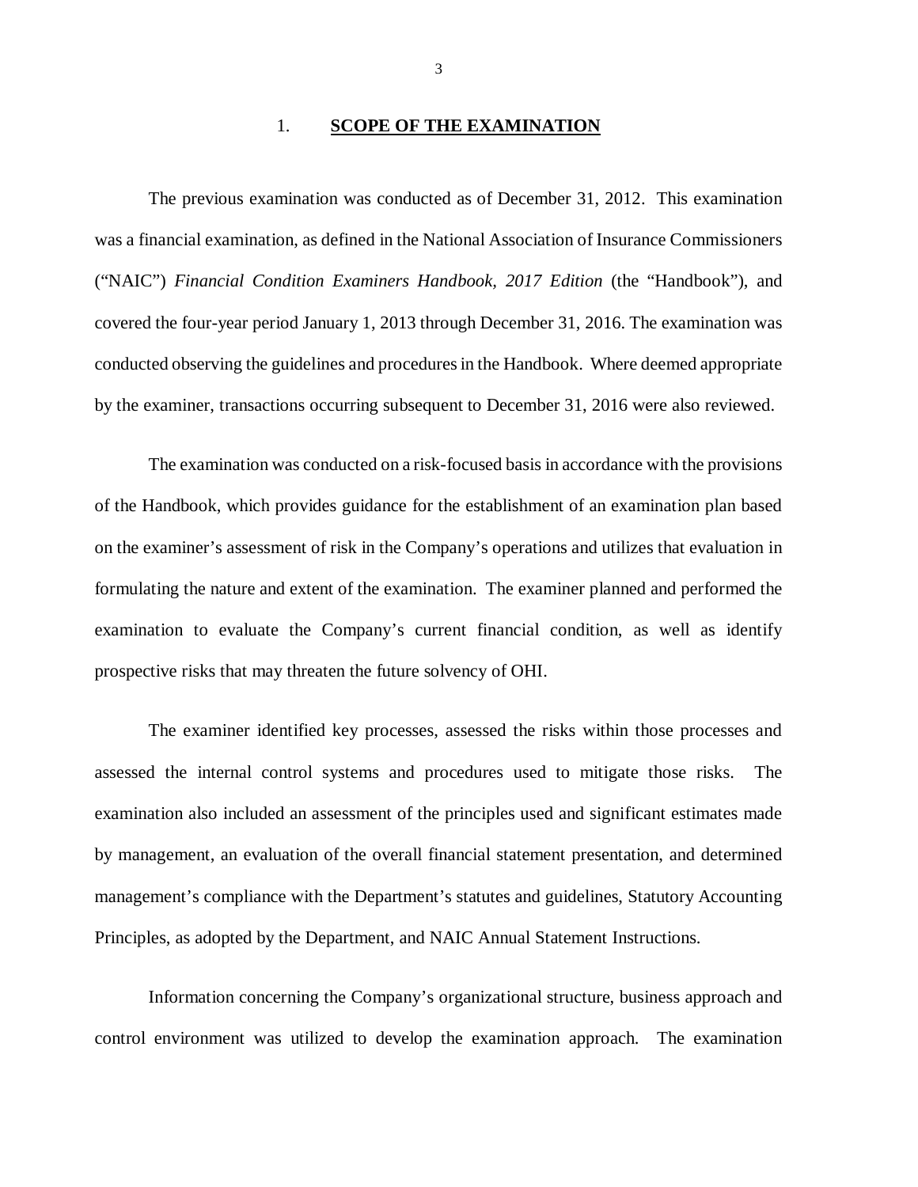## 1. **SCOPE OF THE EXAMINATION**

The previous examination was conducted as of December 31, 2012. This examination was a financial examination, as defined in the National Association of Insurance Commissioners ("NAIC") *Financial Condition Examiners Handbook, 2017 Edition* (the "Handbook"), and covered the four-year period January 1, 2013 through December 31, 2016. The examination was conducted observing the guidelines and procedures in the Handbook. Where deemed appropriate by the examiner, transactions occurring subsequent to December 31, 2016 were also reviewed.

The examination was conducted on a risk-focused basis in accordance with the provisions of the Handbook, which provides guidance for the establishment of an examination plan based on the examiner's assessment of risk in the Company's operations and utilizes that evaluation in formulating the nature and extent of the examination. The examiner planned and performed the examination to evaluate the Company's current financial condition, as well as identify prospective risks that may threaten the future solvency of OHI.

The examiner identified key processes, assessed the risks within those processes and assessed the internal control systems and procedures used to mitigate those risks. The examination also included an assessment of the principles used and significant estimates made by management, an evaluation of the overall financial statement presentation, and determined management's compliance with the Department's statutes and guidelines, Statutory Accounting Principles, as adopted by the Department, and NAIC Annual Statement Instructions.

Information concerning the Company's organizational structure, business approach and control environment was utilized to develop the examination approach. The examination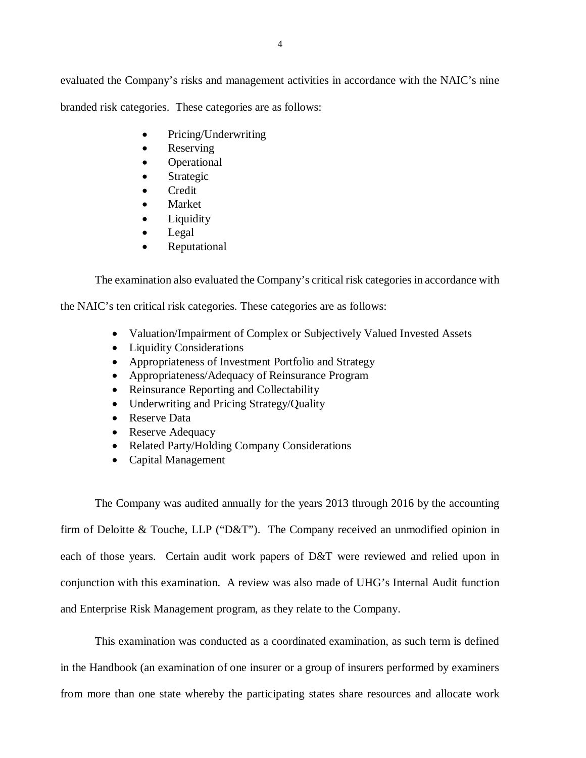evaluated the Company's risks and management activities in accordance with the NAIC's nine branded risk categories. These categories are as follows:

- Pricing/Underwriting
- Reserving
- Operational
- Strategic
- Credit
- Market
- Liquidity
- Legal
- Reputational

The examination also evaluated the Company's critical risk categories in accordance with the NAIC's ten critical risk categories. These categories are as follows:

- Valuation/Impairment of Complex or Subjectively Valued Invested Assets
- Liquidity Considerations
- Appropriateness of Investment Portfolio and Strategy
- Appropriateness/Adequacy of Reinsurance Program
- Reinsurance Reporting and Collectability
- Underwriting and Pricing Strategy/Quality
- Reserve Data
- Reserve Adequacy
- Related Party/Holding Company Considerations
- Capital Management

The Company was audited annually for the years 2013 through 2016 by the accounting firm of Deloitte & Touche, LLP ("D&T"). The Company received an unmodified opinion in each of those years. Certain audit work papers of D&T were reviewed and relied upon in conjunction with this examination. A review was also made of UHG's Internal Audit function and Enterprise Risk Management program, as they relate to the Company.

This examination was conducted as a coordinated examination, as such term is defined in the Handbook (an examination of one insurer or a group of insurers performed by examiners from more than one state whereby the participating states share resources and allocate work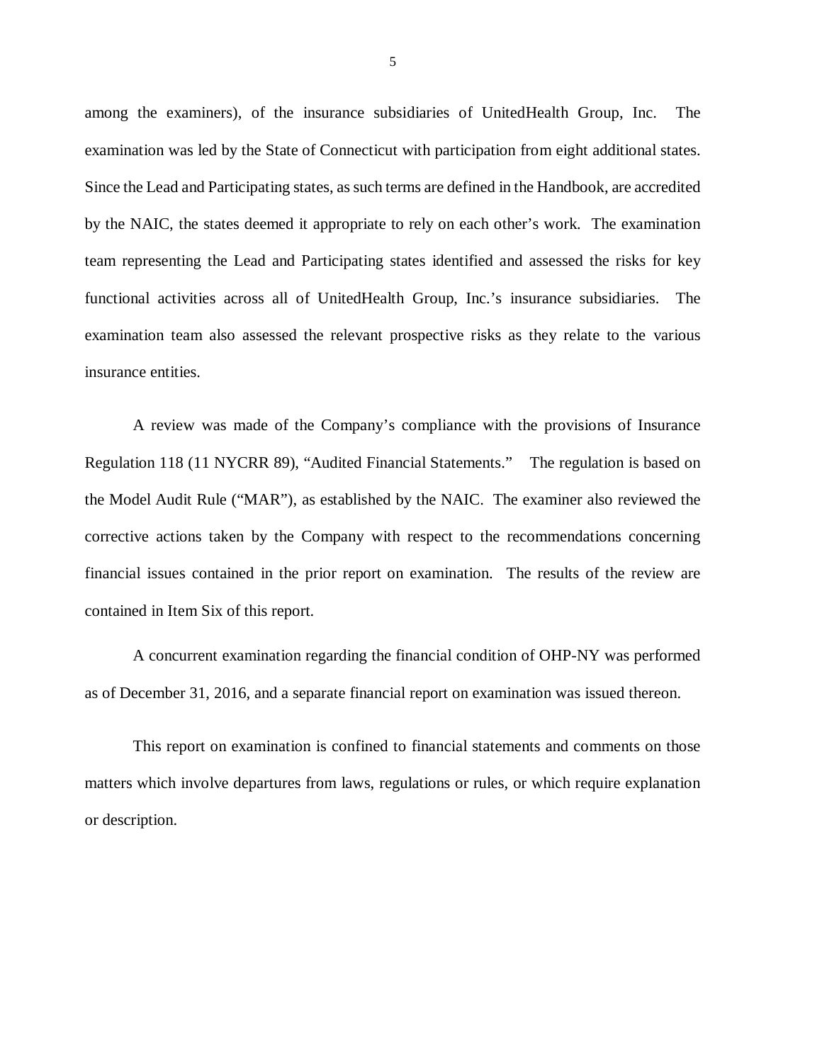among the examiners), of the insurance subsidiaries of UnitedHealth Group, Inc. The examination was led by the State of Connecticut with participation from eight additional states. Since the Lead and Participating states, as such terms are defined in the Handbook, are accredited by the NAIC, the states deemed it appropriate to rely on each other's work. The examination team representing the Lead and Participating states identified and assessed the risks for key functional activities across all of UnitedHealth Group, Inc.'s insurance subsidiaries. The examination team also assessed the relevant prospective risks as they relate to the various insurance entities.

A review was made of the Company's compliance with the provisions of Insurance Regulation 118 (11 NYCRR 89), "Audited Financial Statements." The regulation is based on the Model Audit Rule ("MAR"), as established by the NAIC. The examiner also reviewed the corrective actions taken by the Company with respect to the recommendations concerning financial issues contained in the prior report on examination. The results of the review are contained in Item Six of this report.

A concurrent examination regarding the financial condition of OHP-NY was performed as of December 31, 2016, and a separate financial report on examination was issued thereon.

This report on examination is confined to financial statements and comments on those matters which involve departures from laws, regulations or rules, or which require explanation or description.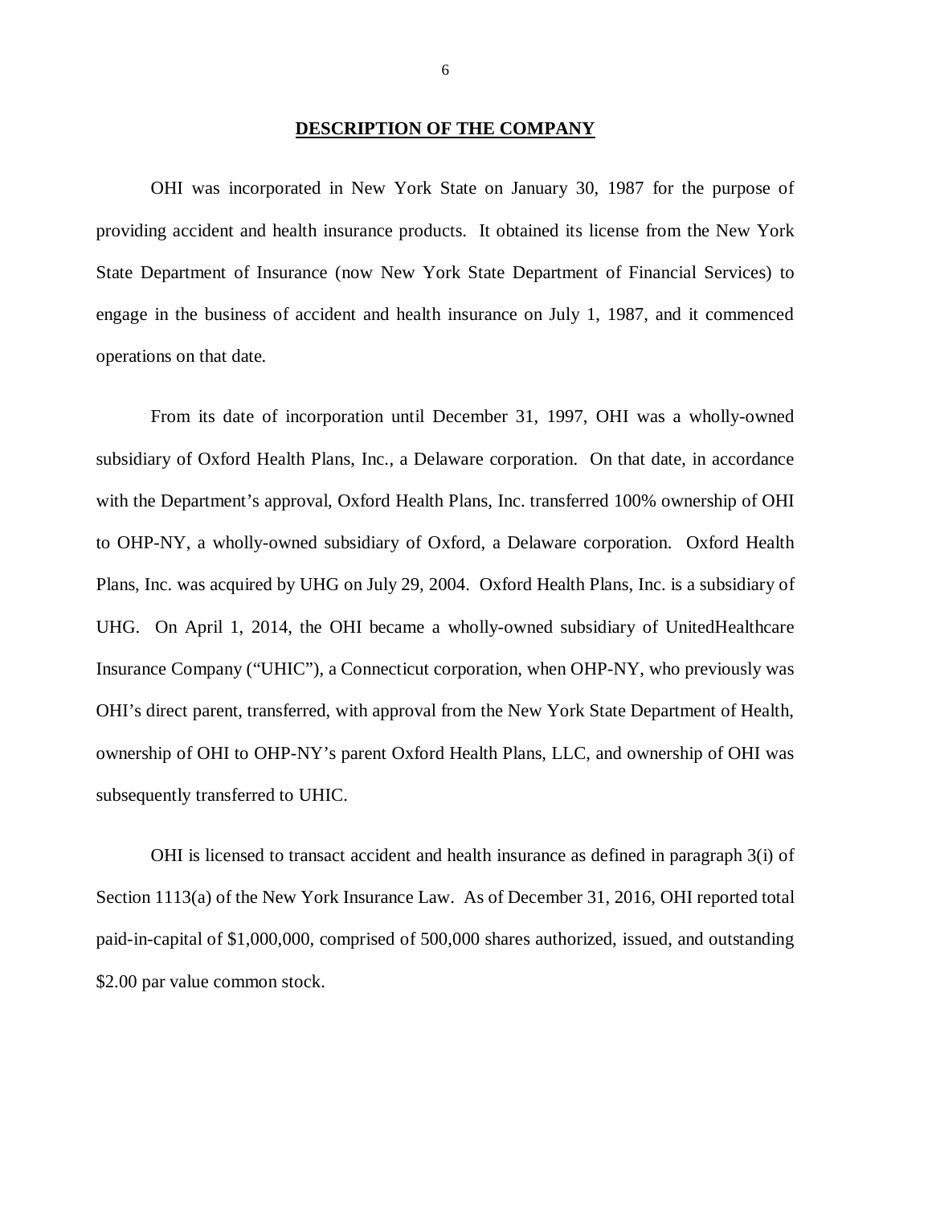## DESCRIPTION OF THE COMPANY

OHI was incorporated in New York State on January 30, 1987 for the purpose of providing accident and health insurance products. It obtained its license from the New York State Department of Insurance (now New York State Department of Financial Services) to engage in the business of accident and health insurance on July 1, 1987, and it commenced operations on that date.

From its date of incorporation until December 31, 1997, OHI was a wholly-owned subsidiary of Oxford Health Plans, Inc., a Delaware corporation. On that date, in accordance with the Department's approval, Oxford Health Plans, Inc. transferred 100% ownership of OHI to OHP-NY, a wholly-owned subsidiary of Oxford, a Delaware corporation. Oxford Health Plans, Inc. was acquired by UHG on July 29, 2004. Oxford Health Plans, Inc. is a subsidiary of UHG. On April 1, 2014, the OHI became a wholly-owned subsidiary of UnitedHealthcare Insurance Company ("UHIC"), a Connecticut corporation, when OHP-NY, who previously was OHI's direct parent, transferred, with approval from the New York State Department of Health, ownership of OHI to OHP-NY's parent Oxford Health Plans, LLC, and ownership of OHI was subsequently transferred to UHIC.

OHI is licensed to transact accident and health insurance as defined in paragraph 3(i) of Section 1113(a) of the New York Insurance Law. As of December 31, 2016, OHI reported total paid-in-capital of $1,000,000, comprised of 500,000 shares authorized, issued, and outstanding $2.00 par value common stock.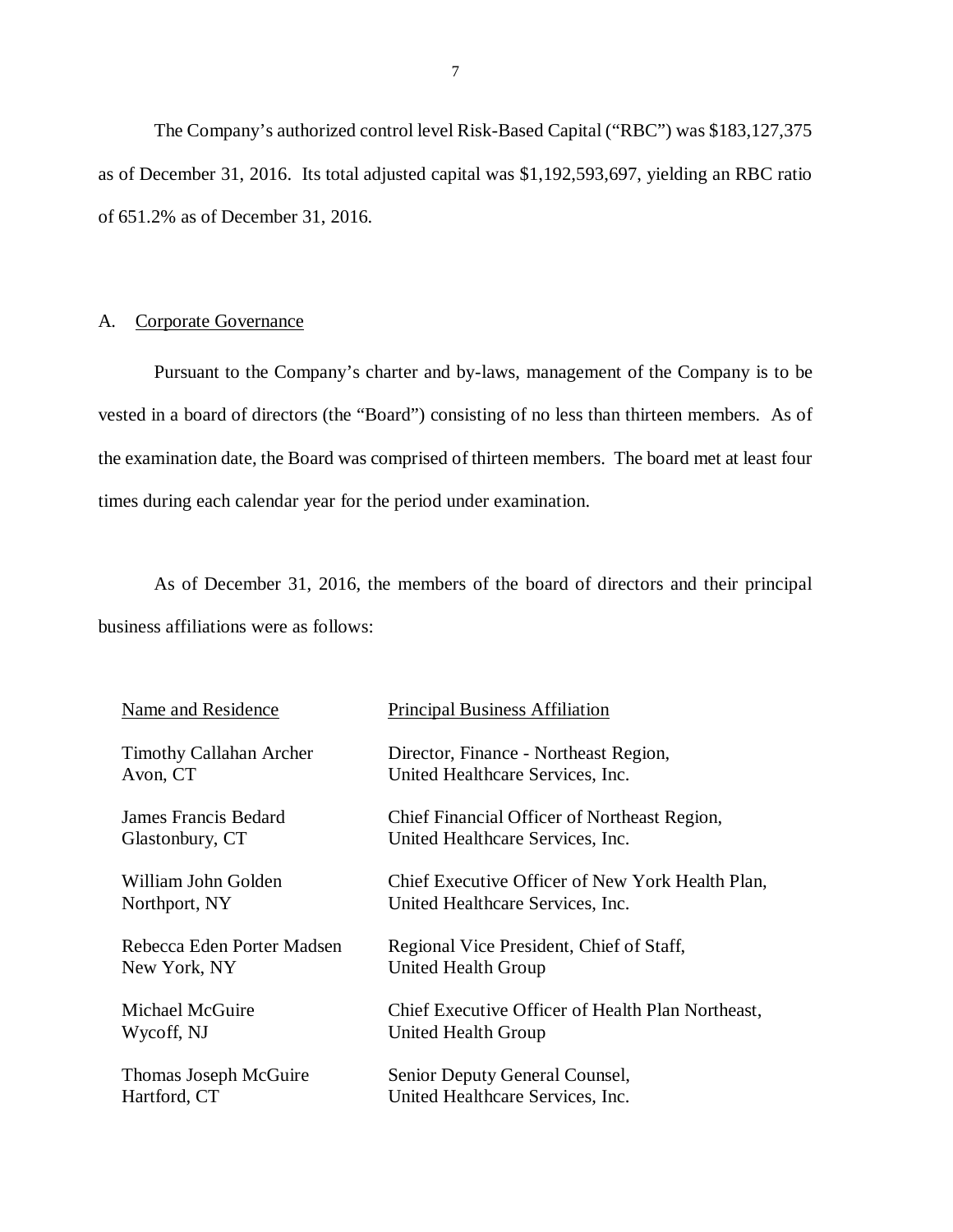The Company's authorized control level Risk-Based Capital ("RBC") was $183,127,375 as of December 31, 2016. Its total adjusted capital was $1,192,593,697, yielding an RBC ratio of 651.2% as of December 31, 2016.

## A. Corporate Governance

Pursuant to the Company's charter and by-laws, management of the Company is to be vested in a board of directors (the "Board") consisting of no less than thirteen members. As of the examination date, the Board was comprised of thirteen members. The board met at least four times during each calendar year for the period under examination.

As of December 31, 2016, the members of the board of directors and their principal business affiliations were as follows:

| Name and Residence | Principal Business Affiliation |
|---|---|
| Timothy Callahan Archer<br>Avon, CT | Director, Finance - Northeast Region,<br>United Healthcare Services, Inc. |
| James Francis Bedard<br>Glastonbury, CT | Chief Financial Officer of Northeast Region,<br>United Healthcare Services, Inc. |
| William John Golden<br>Northport, NY | Chief Executive Officer of New York Health Plan,<br>United Healthcare Services, Inc. |
| Rebecca Eden Porter Madsen<br>New York, NY | Regional Vice President, Chief of Staff,<br>United Health Group |
| Michael McGuire<br>Wycoff, NJ | Chief Executive Officer of Health Plan Northeast,<br>United Health Group |
| Thomas Joseph McGuire<br>Hartford, CT | Senior Deputy General Counsel,<br>United Healthcare Services, Inc. |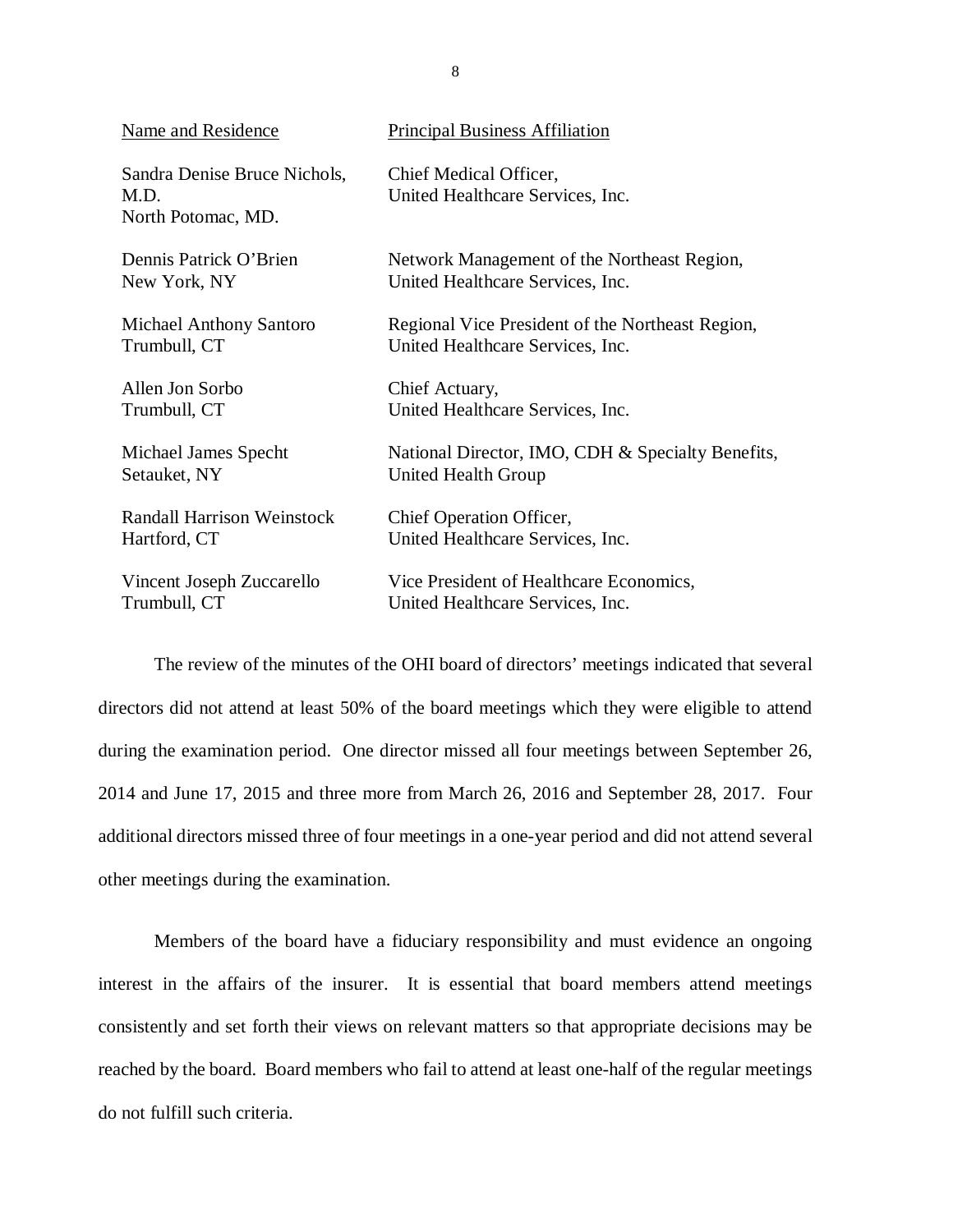| Name and Residence | Principal Business Affiliation |
|---|---|
| Sandra Denise Bruce Nichols, M.D.<br>North Potomac, MD. | Chief Medical Officer,<br>United Healthcare Services, Inc. |
| Dennis Patrick O'Brien<br>New York, NY | Network Management of the Northeast Region,<br>United Healthcare Services, Inc. |
| Michael Anthony Santoro<br>Trumbull, CT | Regional Vice President of the Northeast Region,<br>United Healthcare Services, Inc. |
| Allen Jon Sorbo<br>Trumbull, CT | Chief Actuary,<br>United Healthcare Services, Inc. |
| Michael James Specht<br>Setauket, NY | National Director, IMO, CDH & Specialty Benefits,<br>United Health Group |
| Randall Harrison Weinstock<br>Hartford, CT | Chief Operation Officer,<br>United Healthcare Services, Inc. |
| Vincent Joseph Zuccarello<br>Trumbull, CT | Vice President of Healthcare Economics,<br>United Healthcare Services, Inc. |

The review of the minutes of the OHI board of directors' meetings indicated that several directors did not attend at least 50% of the board meetings which they were eligible to attend during the examination period. One director missed all four meetings between September 26, 2014 and June 17, 2015 and three more from March 26, 2016 and September 28, 2017. Four additional directors missed three of four meetings in a one-year period and did not attend several other meetings during the examination.

Members of the board have a fiduciary responsibility and must evidence an ongoing interest in the affairs of the insurer. It is essential that board members attend meetings consistently and set forth their views on relevant matters so that appropriate decisions may be reached by the board. Board members who fail to attend at least one-half of the regular meetings do not fulfill such criteria.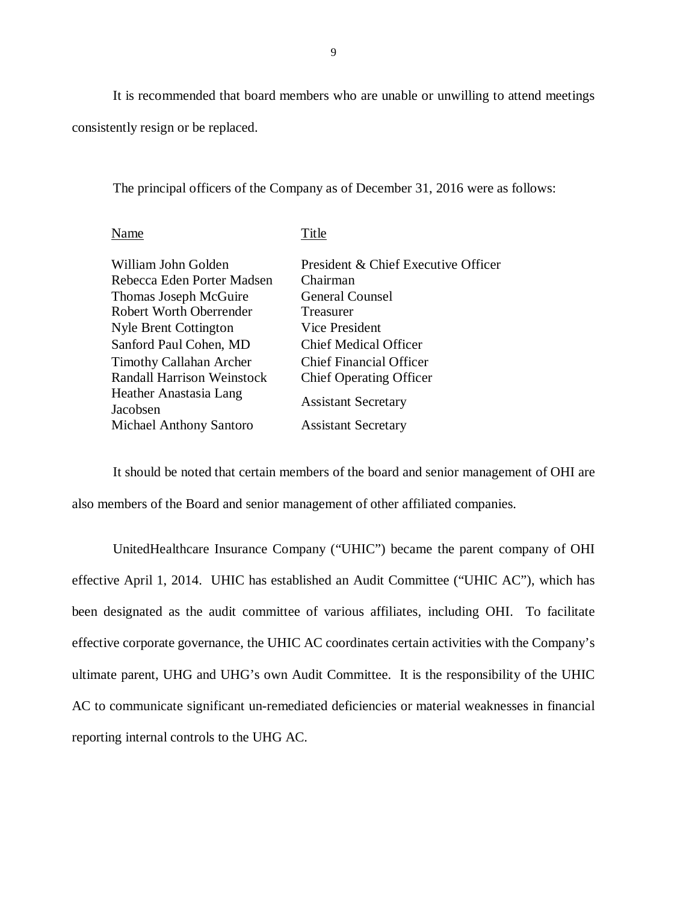It is recommended that board members who are unable or unwilling to attend meetings consistently resign or be replaced.

The principal officers of the Company as of December 31, 2016 were as follows:

| Name | Title |
| --- | --- |
| William John Golden | President & Chief Executive Officer |
| Rebecca Eden Porter Madsen | Chairman |
| Thomas Joseph McGuire | General Counsel |
| Robert Worth Oberrender | Treasurer |
| Nyle Brent Cottington | Vice President |
| Sanford Paul Cohen, MD | Chief Medical Officer |
| Timothy Callahan Archer | Chief Financial Officer |
| Randall Harrison Weinstock | Chief Operating Officer |
| Heather Anastasia Lang Jacobsen | Assistant Secretary |
| Michael Anthony Santoro | Assistant Secretary |

It should be noted that certain members of the board and senior management of OHI are also members of the Board and senior management of other affiliated companies.

UnitedHealthcare Insurance Company ("UHIC") became the parent company of OHI effective April 1, 2014. UHIC has established an Audit Committee ("UHIC AC"), which has been designated as the audit committee of various affiliates, including OHI. To facilitate effective corporate governance, the UHIC AC coordinates certain activities with the Company's ultimate parent, UHG and UHG's own Audit Committee. It is the responsibility of the UHIC AC to communicate significant un-remediated deficiencies or material weaknesses in financial reporting internal controls to the UHG AC.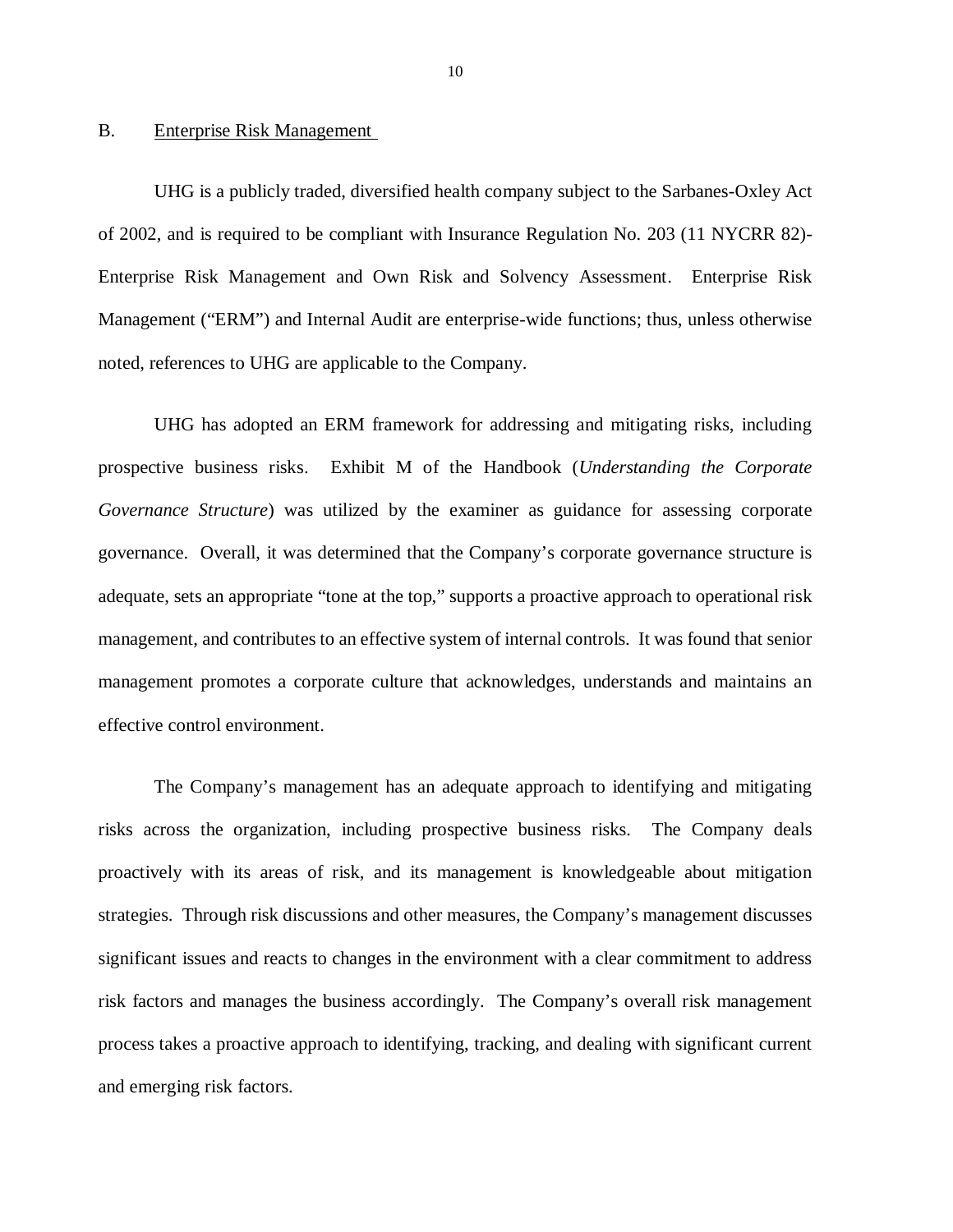## B. Enterprise Risk Management

UHG is a publicly traded, diversified health company subject to the Sarbanes-Oxley Act of 2002, and is required to be compliant with Insurance Regulation No. 203 (11 NYCRR 82)-Enterprise Risk Management and Own Risk and Solvency Assessment. Enterprise Risk Management ("ERM") and Internal Audit are enterprise-wide functions; thus, unless otherwise noted, references to UHG are applicable to the Company.

UHG has adopted an ERM framework for addressing and mitigating risks, including prospective business risks. Exhibit M of the Handbook (*Understanding the Corporate Governance Structure*) was utilized by the examiner as guidance for assessing corporate governance. Overall, it was determined that the Company's corporate governance structure is adequate, sets an appropriate "tone at the top," supports a proactive approach to operational risk management, and contributes to an effective system of internal controls. It was found that senior management promotes a corporate culture that acknowledges, understands and maintains an effective control environment.

The Company's management has an adequate approach to identifying and mitigating risks across the organization, including prospective business risks. The Company deals proactively with its areas of risk, and its management is knowledgeable about mitigation strategies. Through risk discussions and other measures, the Company's management discusses significant issues and reacts to changes in the environment with a clear commitment to address risk factors and manages the business accordingly. The Company's overall risk management process takes a proactive approach to identifying, tracking, and dealing with significant current and emerging risk factors.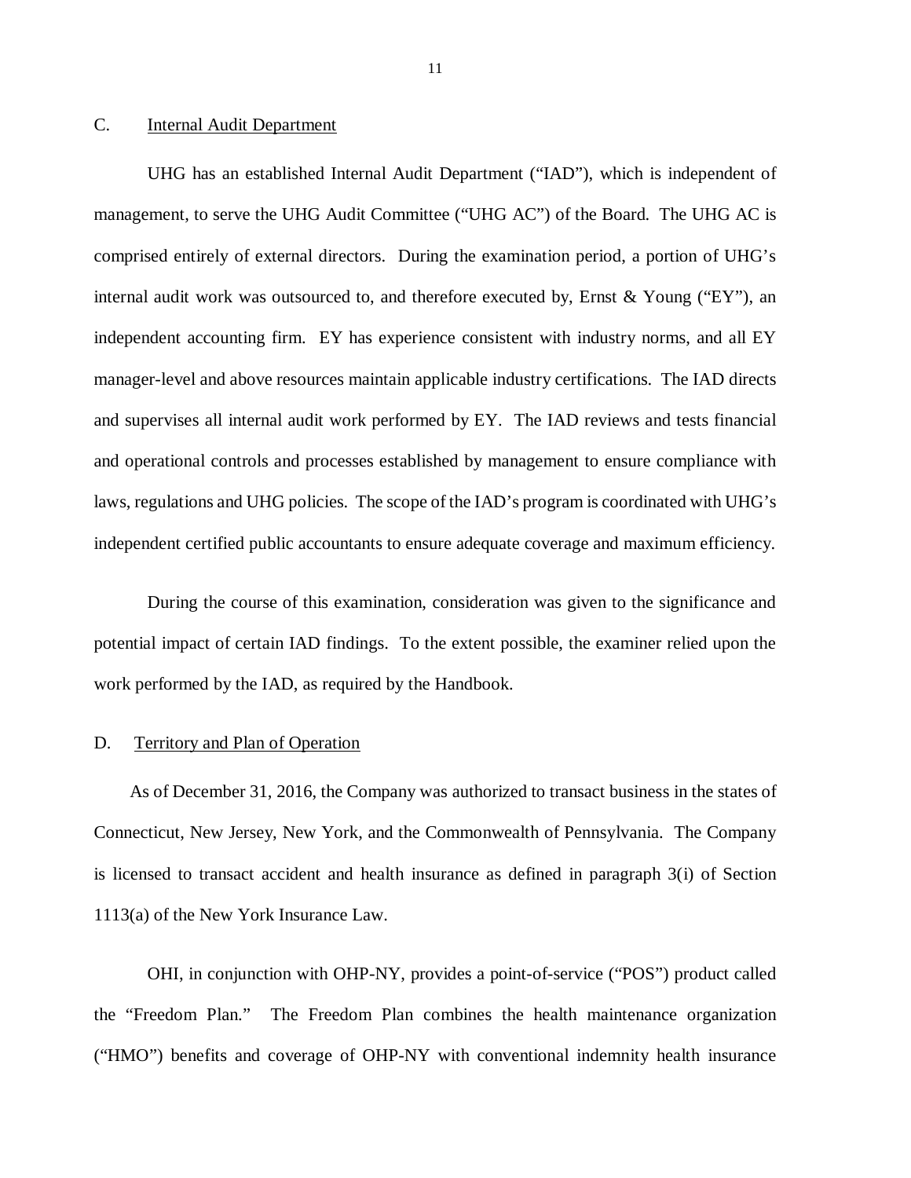## C. Internal Audit Department

UHG has an established Internal Audit Department ("IAD"), which is independent of management, to serve the UHG Audit Committee ("UHG AC") of the Board. The UHG AC is comprised entirely of external directors. During the examination period, a portion of UHG's internal audit work was outsourced to, and therefore executed by, Ernst & Young ("EY"), an independent accounting firm. EY has experience consistent with industry norms, and all EY manager-level and above resources maintain applicable industry certifications. The IAD directs and supervises all internal audit work performed by EY. The IAD reviews and tests financial and operational controls and processes established by management to ensure compliance with laws, regulations and UHG policies. The scope of the IAD's program is coordinated with UHG's independent certified public accountants to ensure adequate coverage and maximum efficiency.

During the course of this examination, consideration was given to the significance and potential impact of certain IAD findings. To the extent possible, the examiner relied upon the work performed by the IAD, as required by the Handbook.

## D. Territory and Plan of Operation

As of December 31, 2016, the Company was authorized to transact business in the states of Connecticut, New Jersey, New York, and the Commonwealth of Pennsylvania. The Company is licensed to transact accident and health insurance as defined in paragraph 3(i) of Section 1113(a) of the New York Insurance Law.

OHI, in conjunction with OHP-NY, provides a point-of-service ("POS") product called the "Freedom Plan." The Freedom Plan combines the health maintenance organization ("HMO") benefits and coverage of OHP-NY with conventional indemnity health insurance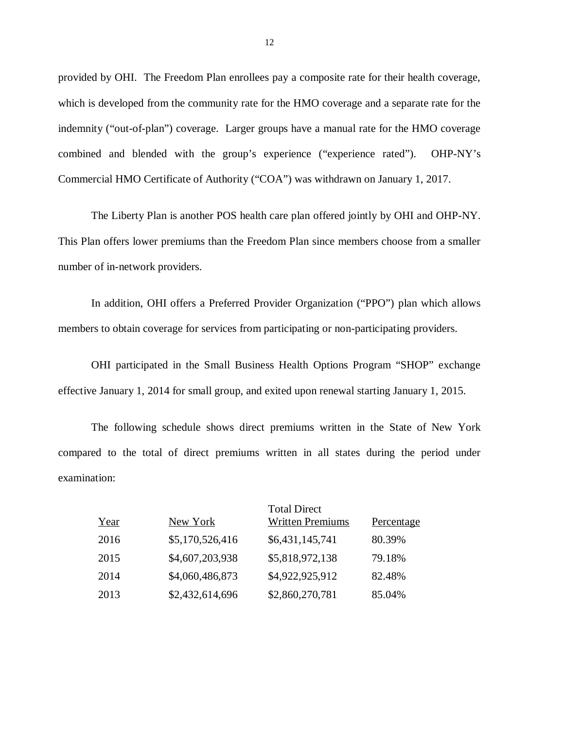provided by OHI. The Freedom Plan enrollees pay a composite rate for their health coverage, which is developed from the community rate for the HMO coverage and a separate rate for the indemnity ("out-of-plan") coverage. Larger groups have a manual rate for the HMO coverage combined and blended with the group's experience ("experience rated"). OHP-NY's Commercial HMO Certificate of Authority ("COA") was withdrawn on January 1, 2017.

The Liberty Plan is another POS health care plan offered jointly by OHI and OHP-NY. This Plan offers lower premiums than the Freedom Plan since members choose from a smaller number of in-network providers.

In addition, OHI offers a Preferred Provider Organization ("PPO") plan which allows members to obtain coverage for services from participating or non-participating providers.

OHI participated in the Small Business Health Options Program "SHOP" exchange effective January 1, 2014 for small group, and exited upon renewal starting January 1, 2015.

The following schedule shows direct premiums written in the State of New York compared to the total of direct premiums written in all states during the period under examination:

| Year | New York | Total Direct Written Premiums | Percentage |
|---|---|---|---|
| 2016 | $5,170,526,416 | $6,431,145,741 | 80.39% |
| 2015 | $4,607,203,938 | $5,818,972,138 | 79.18% |
| 2014 | $4,060,486,873 | $4,922,925,912 | 82.48% |
| 2013 | $2,432,614,696 | $2,860,270,781 | 85.04% |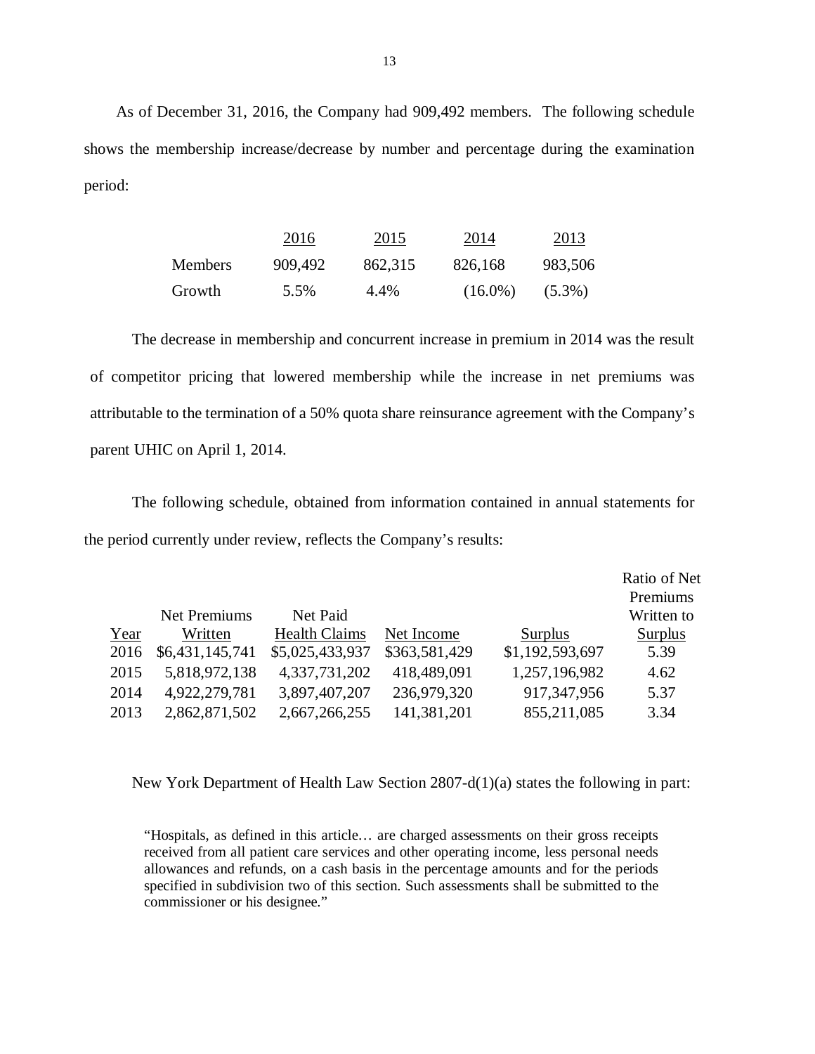As of December 31, 2016, the Company had 909,492 members. The following schedule shows the membership increase/decrease by number and percentage during the examination period:

| | 2016 | 2015 | 2014 | 2013 |
|---|---|---|---|---|
| Members | 909,492 | 862,315 | 826,168 | 983,506 |
| Growth | 5.5% | 4.4% | (16.0%) | (5.3%) |

The decrease in membership and concurrent increase in premium in 2014 was the result of competitor pricing that lowered membership while the increase in net premiums was attributable to the termination of a 50% quota share reinsurance agreement with the Company's parent UHIC on April 1, 2014.

The following schedule, obtained from information contained in annual statements for the period currently under review, reflects the Company's results:

| Year | Net Premiums Written | Net Paid Health Claims | Net Income | Surplus | Ratio of Net Premiums Written to Surplus |
|---|---|---|---|---|---|
| 2016 | $6,431,145,741 | $5,025,433,937 | $363,581,429 | $1,192,593,697 | 5.39 |
| 2015 | 5,818,972,138 | 4,337,731,202 | 418,489,091 | 1,257,196,982 | 4.62 |
| 2014 | 4,922,279,781 | 3,897,407,207 | 236,979,320 | 917,347,956 | 5.37 |
| 2013 | 2,862,871,502 | 2,667,266,255 | 141,381,201 | 855,211,085 | 3.34 |

New York Department of Health Law Section 2807-d(1)(a) states the following in part:

> "Hospitals, as defined in this article… are charged assessments on their gross receipts received from all patient care services and other operating income, less personal needs allowances and refunds, on a cash basis in the percentage amounts and for the periods specified in subdivision two of this section. Such assessments shall be submitted to the commissioner or his designee."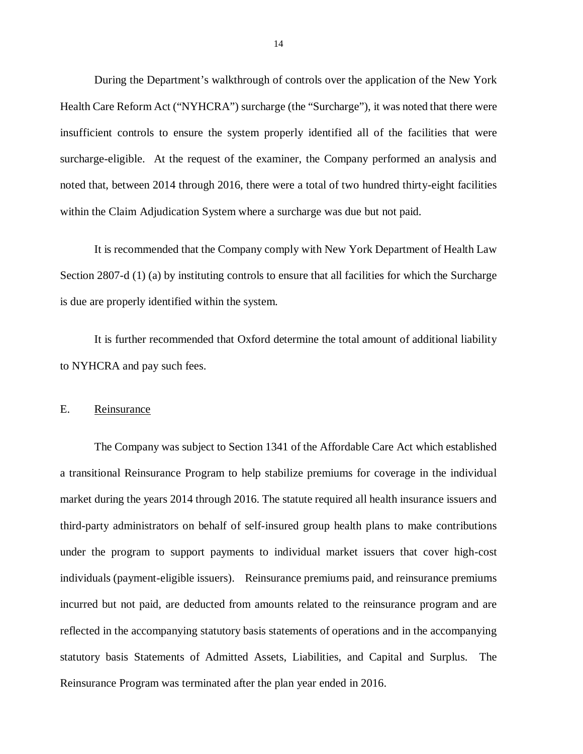During the Department's walkthrough of controls over the application of the New York Health Care Reform Act ("NYHCRA") surcharge (the "Surcharge"), it was noted that there were insufficient controls to ensure the system properly identified all of the facilities that were surcharge-eligible. At the request of the examiner, the Company performed an analysis and noted that, between 2014 through 2016, there were a total of two hundred thirty-eight facilities within the Claim Adjudication System where a surcharge was due but not paid.

It is recommended that the Company comply with New York Department of Health Law Section 2807-d (1) (a) by instituting controls to ensure that all facilities for which the Surcharge is due are properly identified within the system.

It is further recommended that Oxford determine the total amount of additional liability to NYHCRA and pay such fees.

## E. Reinsurance

The Company was subject to Section 1341 of the Affordable Care Act which established a transitional Reinsurance Program to help stabilize premiums for coverage in the individual market during the years 2014 through 2016. The statute required all health insurance issuers and third-party administrators on behalf of self-insured group health plans to make contributions under the program to support payments to individual market issuers that cover high-cost individuals (payment-eligible issuers). Reinsurance premiums paid, and reinsurance premiums incurred but not paid, are deducted from amounts related to the reinsurance program and are reflected in the accompanying statutory basis statements of operations and in the accompanying statutory basis Statements of Admitted Assets, Liabilities, and Capital and Surplus. The Reinsurance Program was terminated after the plan year ended in 2016.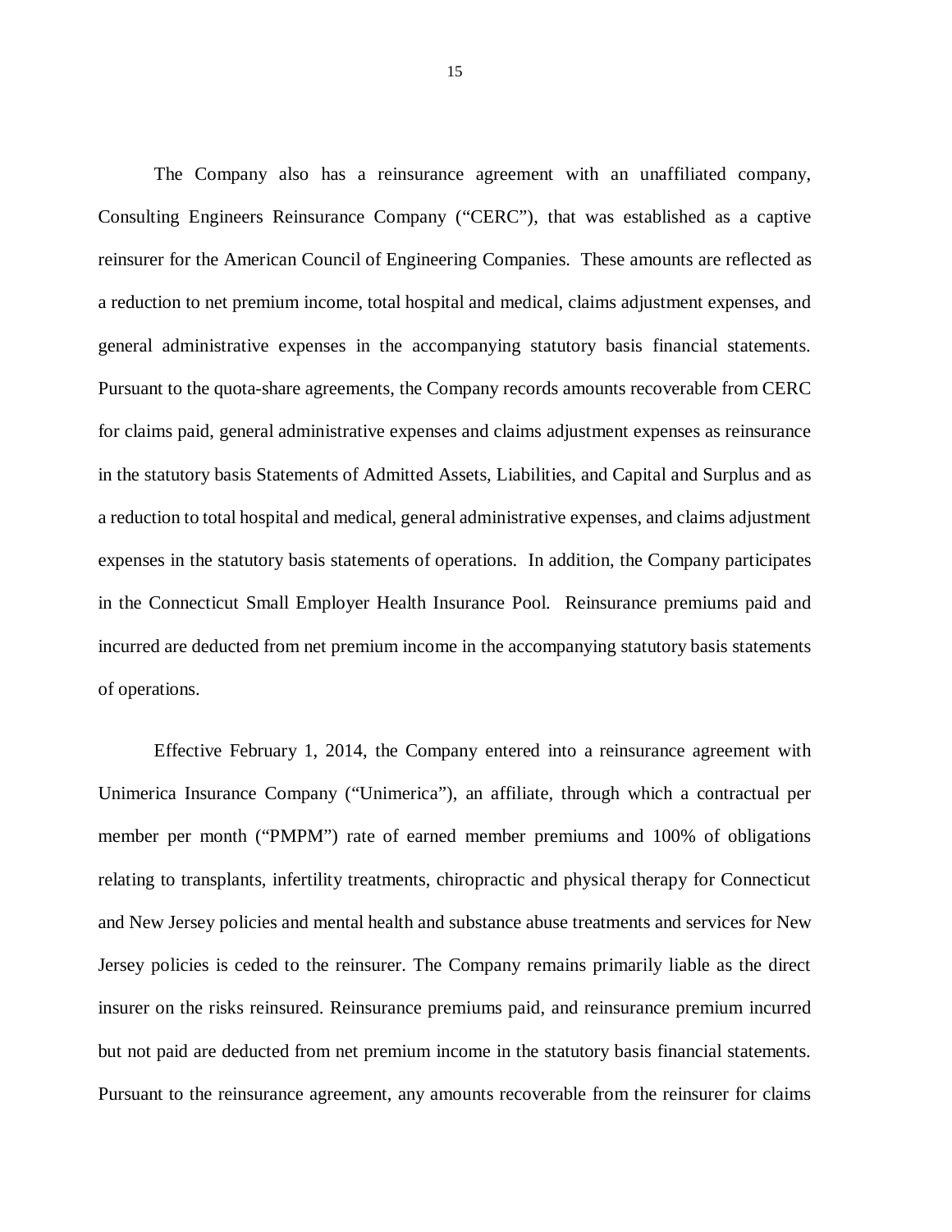The Company also has a reinsurance agreement with an unaffiliated company, Consulting Engineers Reinsurance Company ("CERC"), that was established as a captive reinsurer for the American Council of Engineering Companies. These amounts are reflected as a reduction to net premium income, total hospital and medical, claims adjustment expenses, and general administrative expenses in the accompanying statutory basis financial statements. Pursuant to the quota-share agreements, the Company records amounts recoverable from CERC for claims paid, general administrative expenses and claims adjustment expenses as reinsurance in the statutory basis Statements of Admitted Assets, Liabilities, and Capital and Surplus and as a reduction to total hospital and medical, general administrative expenses, and claims adjustment expenses in the statutory basis statements of operations. In addition, the Company participates in the Connecticut Small Employer Health Insurance Pool. Reinsurance premiums paid and incurred are deducted from net premium income in the accompanying statutory basis statements of operations.

Effective February 1, 2014, the Company entered into a reinsurance agreement with Unimerica Insurance Company ("Unimerica"), an affiliate, through which a contractual per member per month ("PMPM") rate of earned member premiums and 100% of obligations relating to transplants, infertility treatments, chiropractic and physical therapy for Connecticut and New Jersey policies and mental health and substance abuse treatments and services for New Jersey policies is ceded to the reinsurer. The Company remains primarily liable as the direct insurer on the risks reinsured. Reinsurance premiums paid, and reinsurance premium incurred but not paid are deducted from net premium income in the statutory basis financial statements. Pursuant to the reinsurance agreement, any amounts recoverable from the reinsurer for claims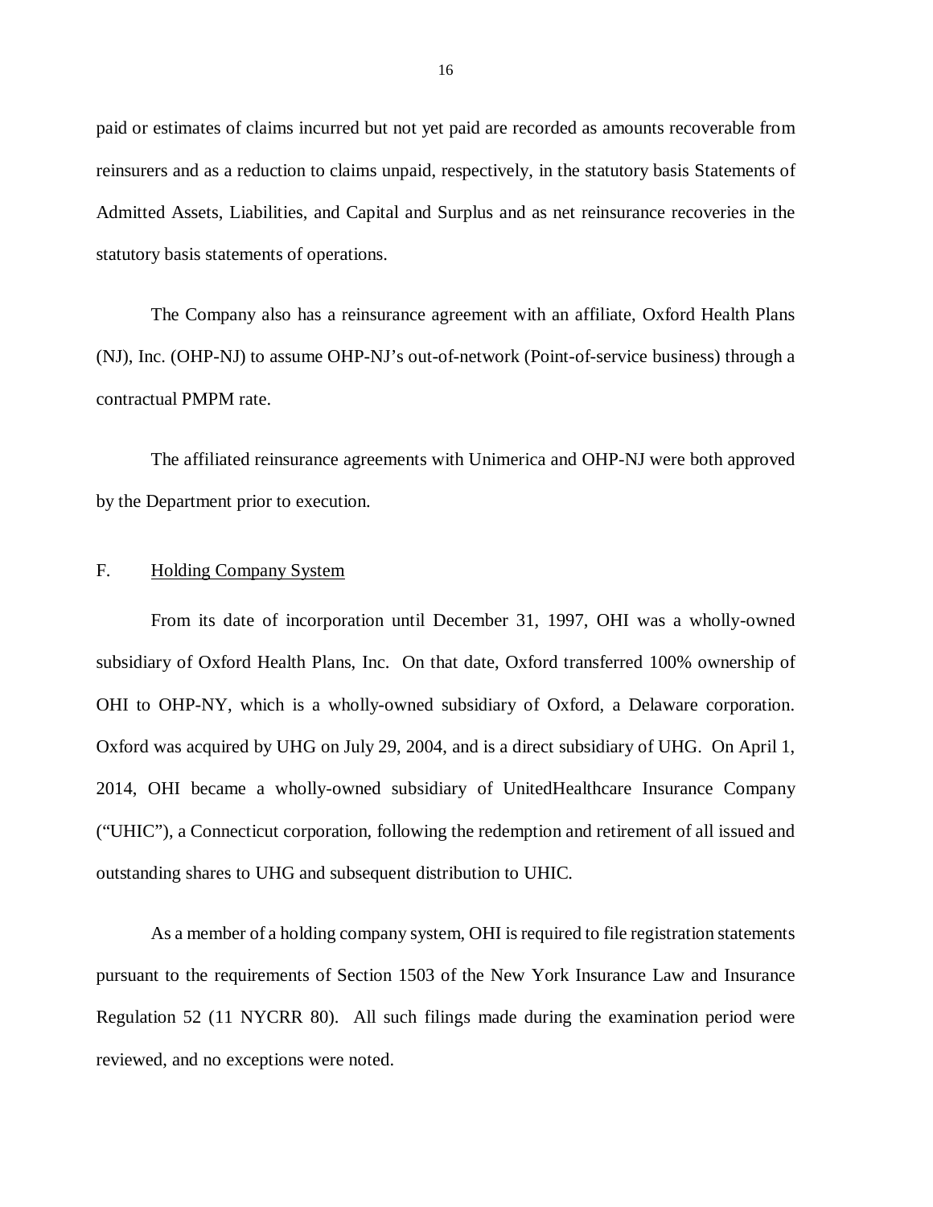paid or estimates of claims incurred but not yet paid are recorded as amounts recoverable from reinsurers and as a reduction to claims unpaid, respectively, in the statutory basis Statements of Admitted Assets, Liabilities, and Capital and Surplus and as net reinsurance recoveries in the statutory basis statements of operations.

The Company also has a reinsurance agreement with an affiliate, Oxford Health Plans (NJ), Inc. (OHP-NJ) to assume OHP-NJ's out-of-network (Point-of-service business) through a contractual PMPM rate.

The affiliated reinsurance agreements with Unimerica and OHP-NJ were both approved by the Department prior to execution.

## F. Holding Company System

From its date of incorporation until December 31, 1997, OHI was a wholly-owned subsidiary of Oxford Health Plans, Inc. On that date, Oxford transferred 100% ownership of OHI to OHP-NY, which is a wholly-owned subsidiary of Oxford, a Delaware corporation. Oxford was acquired by UHG on July 29, 2004, and is a direct subsidiary of UHG. On April 1, 2014, OHI became a wholly-owned subsidiary of UnitedHealthcare Insurance Company ("UHIC"), a Connecticut corporation, following the redemption and retirement of all issued and outstanding shares to UHG and subsequent distribution to UHIC.

As a member of a holding company system, OHI is required to file registration statements pursuant to the requirements of Section 1503 of the New York Insurance Law and Insurance Regulation 52 (11 NYCRR 80). All such filings made during the examination period were reviewed, and no exceptions were noted.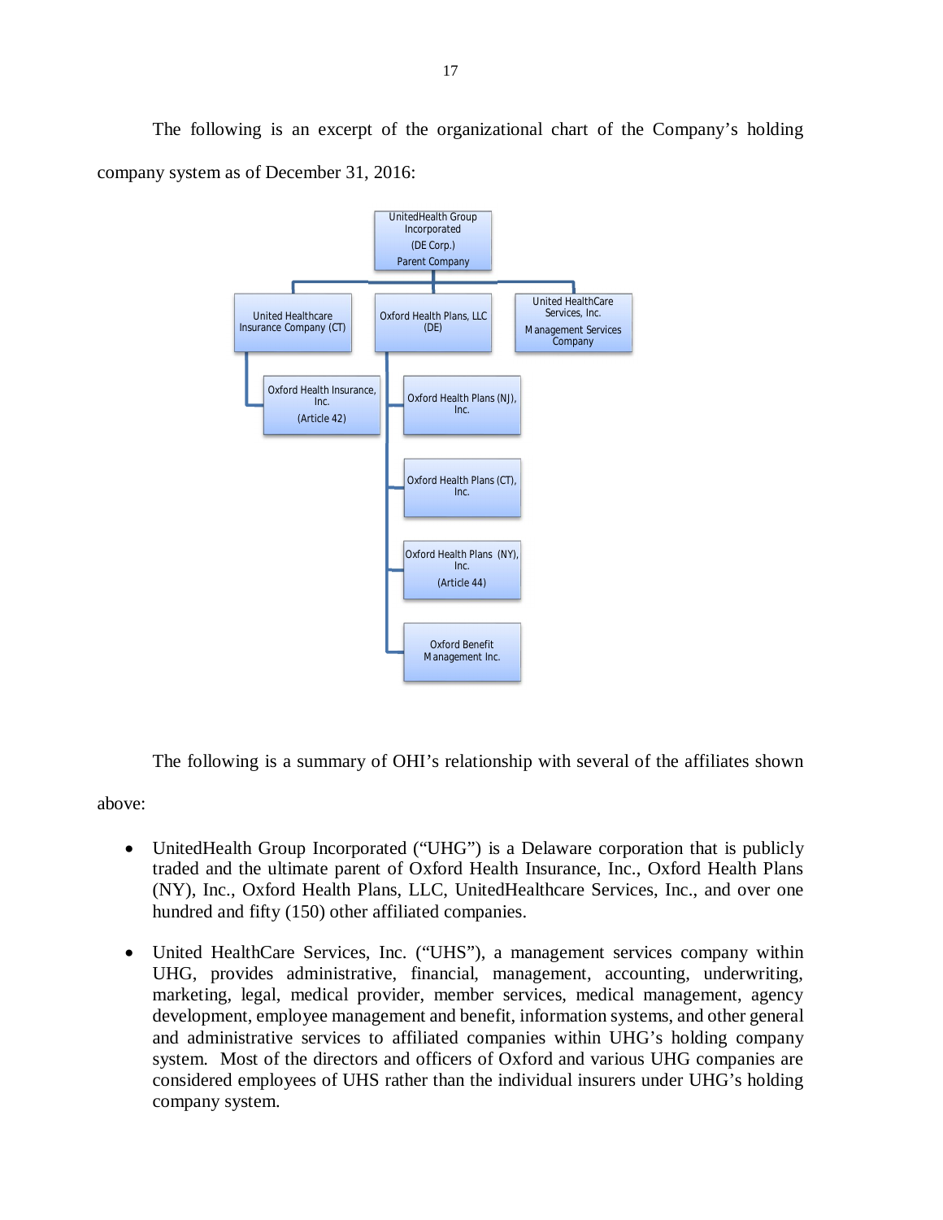The following is an excerpt of the organizational chart of the Company's holding company system as of December 31, 2016:

- UnitedHealth Group Incorporated (DE Corp.) Parent Company
  - United Healthcare Insurance Company (CT)
    - Oxford Health Insurance, Inc. (Article 42)
  - Oxford Health Plans, LLC (DE)
    - Oxford Health Plans (NJ), Inc.
    - Oxford Health Plans (CT), Inc.
    - Oxford Health Plans (NY), Inc. (Article 44)
    - Oxford Benefit Management Inc.
  - United HealthCare Services, Inc. Management Services Company

The following is a summary of OHI's relationship with several of the affiliates shown above:

- UnitedHealth Group Incorporated ("UHG") is a Delaware corporation that is publicly traded and the ultimate parent of Oxford Health Insurance, Inc., Oxford Health Plans (NY), Inc., Oxford Health Plans, LLC, UnitedHealthcare Services, Inc., and over one hundred and fifty (150) other affiliated companies.

- United HealthCare Services, Inc. ("UHS"), a management services company within UHG, provides administrative, financial, management, accounting, underwriting, marketing, legal, medical provider, member services, medical management, agency development, employee management and benefit, information systems, and other general and administrative services to affiliated companies within UHG's holding company system. Most of the directors and officers of Oxford and various UHG companies are considered employees of UHS rather than the individual insurers under UHG's holding company system.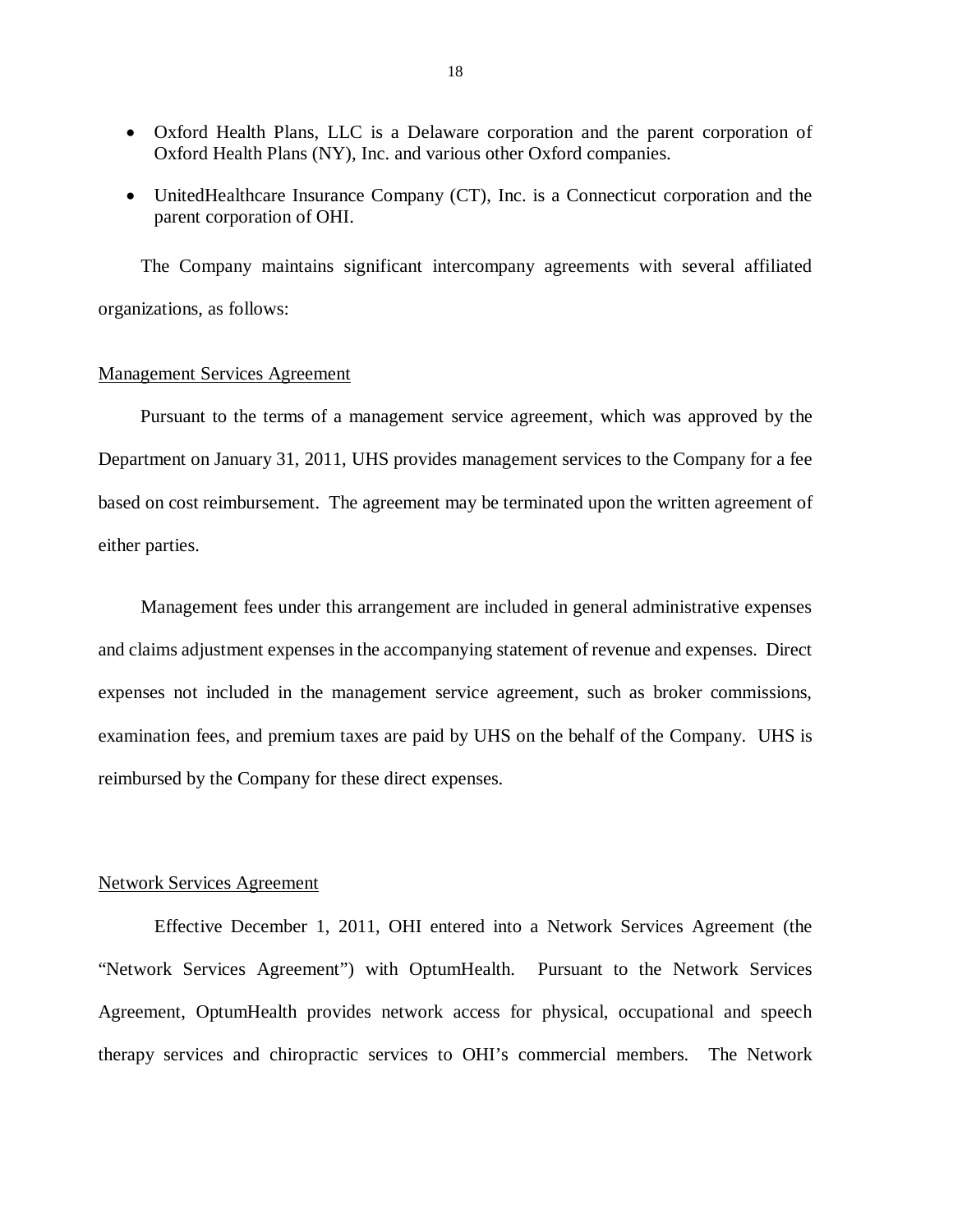- Oxford Health Plans, LLC is a Delaware corporation and the parent corporation of Oxford Health Plans (NY), Inc. and various other Oxford companies.
- UnitedHealthcare Insurance Company (CT), Inc. is a Connecticut corporation and the parent corporation of OHI.

The Company maintains significant intercompany agreements with several affiliated organizations, as follows:

Management Services Agreement

Pursuant to the terms of a management service agreement, which was approved by the Department on January 31, 2011, UHS provides management services to the Company for a fee based on cost reimbursement. The agreement may be terminated upon the written agreement of either parties.

Management fees under this arrangement are included in general administrative expenses and claims adjustment expenses in the accompanying statement of revenue and expenses. Direct expenses not included in the management service agreement, such as broker commissions, examination fees, and premium taxes are paid by UHS on the behalf of the Company. UHS is reimbursed by the Company for these direct expenses.

Network Services Agreement

Effective December 1, 2011, OHI entered into a Network Services Agreement (the "Network Services Agreement") with OptumHealth. Pursuant to the Network Services Agreement, OptumHealth provides network access for physical, occupational and speech therapy services and chiropractic services to OHI's commercial members. The Network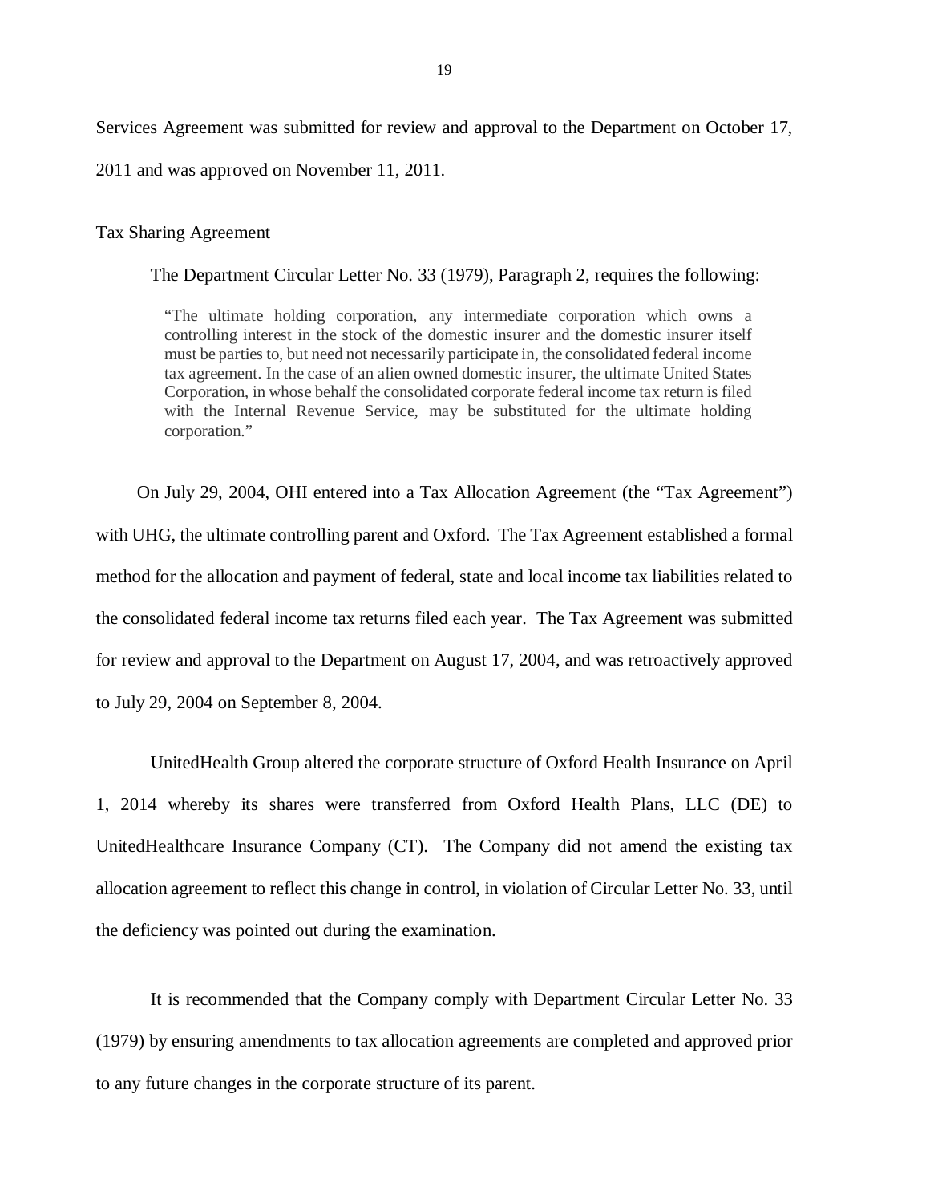Services Agreement was submitted for review and approval to the Department on October 17, 2011 and was approved on November 11, 2011.

Tax Sharing Agreement

The Department Circular Letter No. 33 (1979), Paragraph 2, requires the following:

> "The ultimate holding corporation, any intermediate corporation which owns a controlling interest in the stock of the domestic insurer and the domestic insurer itself must be parties to, but need not necessarily participate in, the consolidated federal income tax agreement. In the case of an alien owned domestic insurer, the ultimate United States Corporation, in whose behalf the consolidated corporate federal income tax return is filed with the Internal Revenue Service, may be substituted for the ultimate holding corporation."

On July 29, 2004, OHI entered into a Tax Allocation Agreement (the "Tax Agreement") with UHG, the ultimate controlling parent and Oxford. The Tax Agreement established a formal method for the allocation and payment of federal, state and local income tax liabilities related to the consolidated federal income tax returns filed each year. The Tax Agreement was submitted for review and approval to the Department on August 17, 2004, and was retroactively approved to July 29, 2004 on September 8, 2004.

UnitedHealth Group altered the corporate structure of Oxford Health Insurance on April 1, 2014 whereby its shares were transferred from Oxford Health Plans, LLC (DE) to UnitedHealthcare Insurance Company (CT). The Company did not amend the existing tax allocation agreement to reflect this change in control, in violation of Circular Letter No. 33, until the deficiency was pointed out during the examination.

It is recommended that the Company comply with Department Circular Letter No. 33 (1979) by ensuring amendments to tax allocation agreements are completed and approved prior to any future changes in the corporate structure of its parent.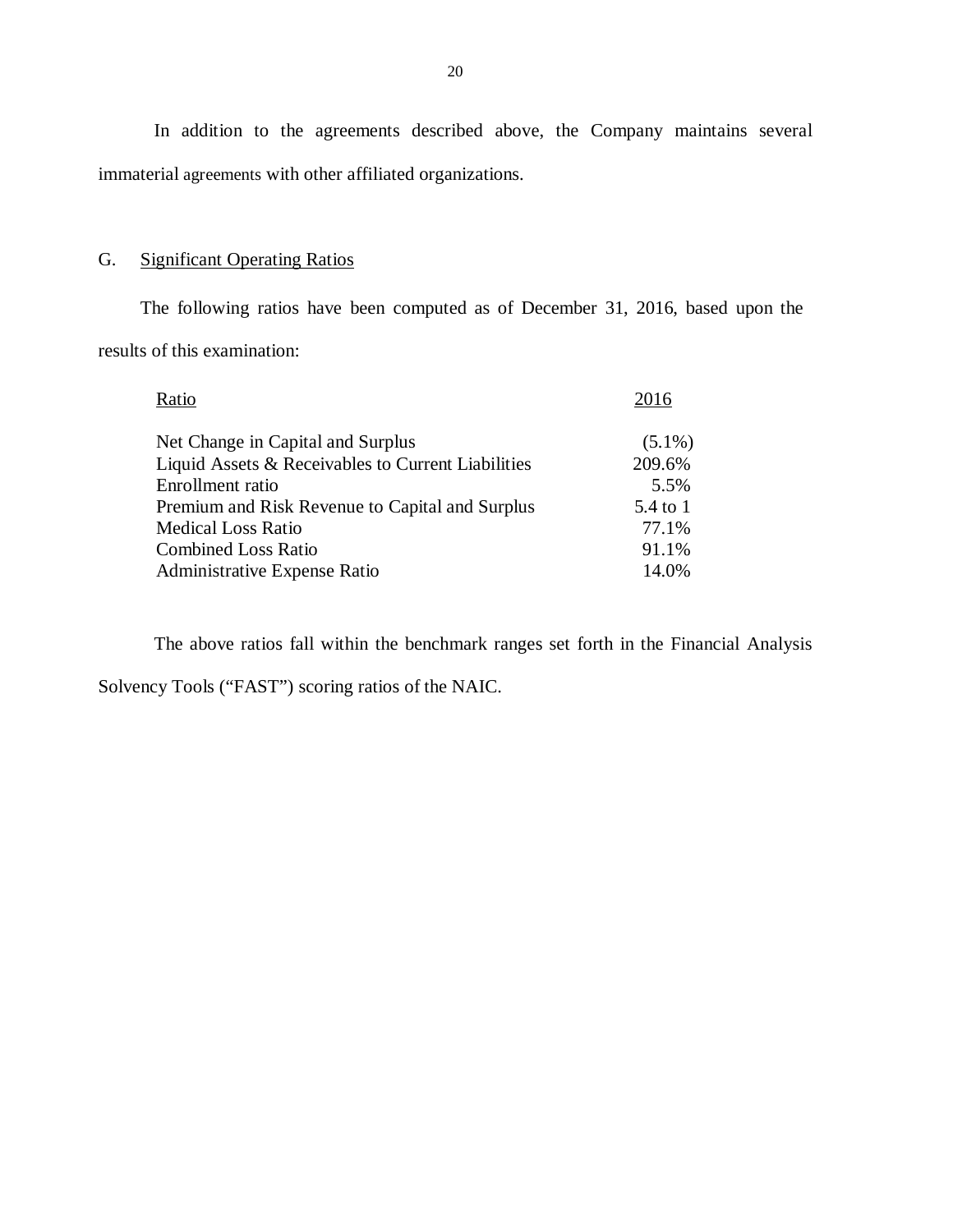In addition to the agreements described above, the Company maintains several immaterial agreements with other affiliated organizations.

## G. Significant Operating Ratios

The following ratios have been computed as of December 31, 2016, based upon the results of this examination:

| Ratio | 2016 |
|---|---|
| Net Change in Capital and Surplus | (5.1%) |
| Liquid Assets & Receivables to Current Liabilities | 209.6% |
| Enrollment ratio | 5.5% |
| Premium and Risk Revenue to Capital and Surplus | 5.4 to 1 |
| Medical Loss Ratio | 77.1% |
| Combined Loss Ratio | 91.1% |
| Administrative Expense Ratio | 14.0% |

The above ratios fall within the benchmark ranges set forth in the Financial Analysis Solvency Tools ("FAST") scoring ratios of the NAIC.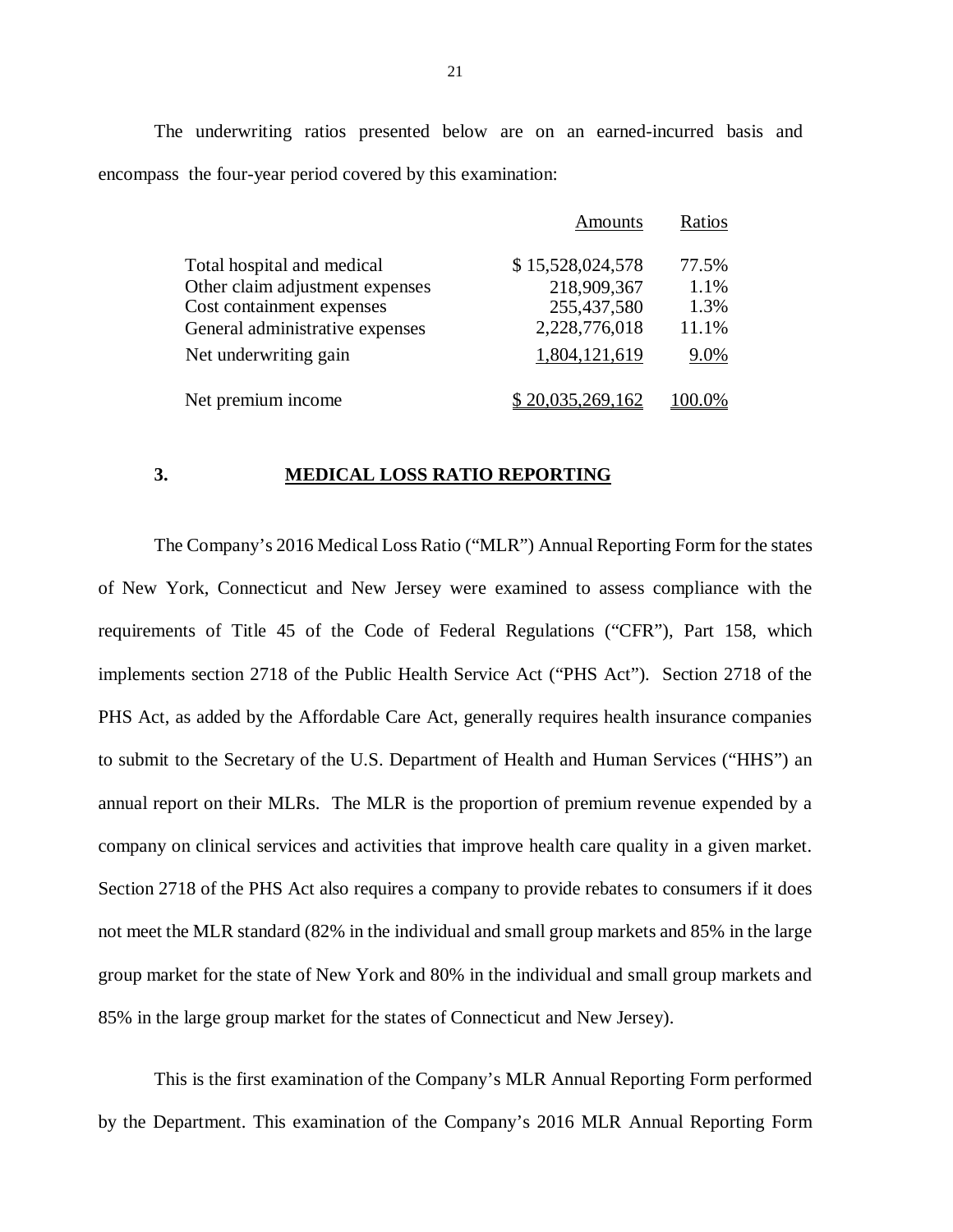The underwriting ratios presented below are on an earned-incurred basis and encompass the four-year period covered by this examination:

| | Amounts | Ratios |
|---|---|---|
| Total hospital and medical | $ 15,528,024,578 | 77.5% |
| Other claim adjustment expenses | 218,909,367 | 1.1% |
| Cost containment expenses | 255,437,580 | 1.3% |
| General administrative expenses | 2,228,776,018 | 11.1% |
| Net underwriting gain | 1,804,121,619 | 9.0% |
| Net premium income | $ 20,035,269,162 | 100.0% |

## 3. MEDICAL LOSS RATIO REPORTING

The Company's 2016 Medical Loss Ratio ("MLR") Annual Reporting Form for the states of New York, Connecticut and New Jersey were examined to assess compliance with the requirements of Title 45 of the Code of Federal Regulations ("CFR"), Part 158, which implements section 2718 of the Public Health Service Act ("PHS Act"). Section 2718 of the PHS Act, as added by the Affordable Care Act, generally requires health insurance companies to submit to the Secretary of the U.S. Department of Health and Human Services ("HHS") an annual report on their MLRs. The MLR is the proportion of premium revenue expended by a company on clinical services and activities that improve health care quality in a given market. Section 2718 of the PHS Act also requires a company to provide rebates to consumers if it does not meet the MLR standard (82% in the individual and small group markets and 85% in the large group market for the state of New York and 80% in the individual and small group markets and 85% in the large group market for the states of Connecticut and New Jersey).

This is the first examination of the Company's MLR Annual Reporting Form performed by the Department. This examination of the Company's 2016 MLR Annual Reporting Form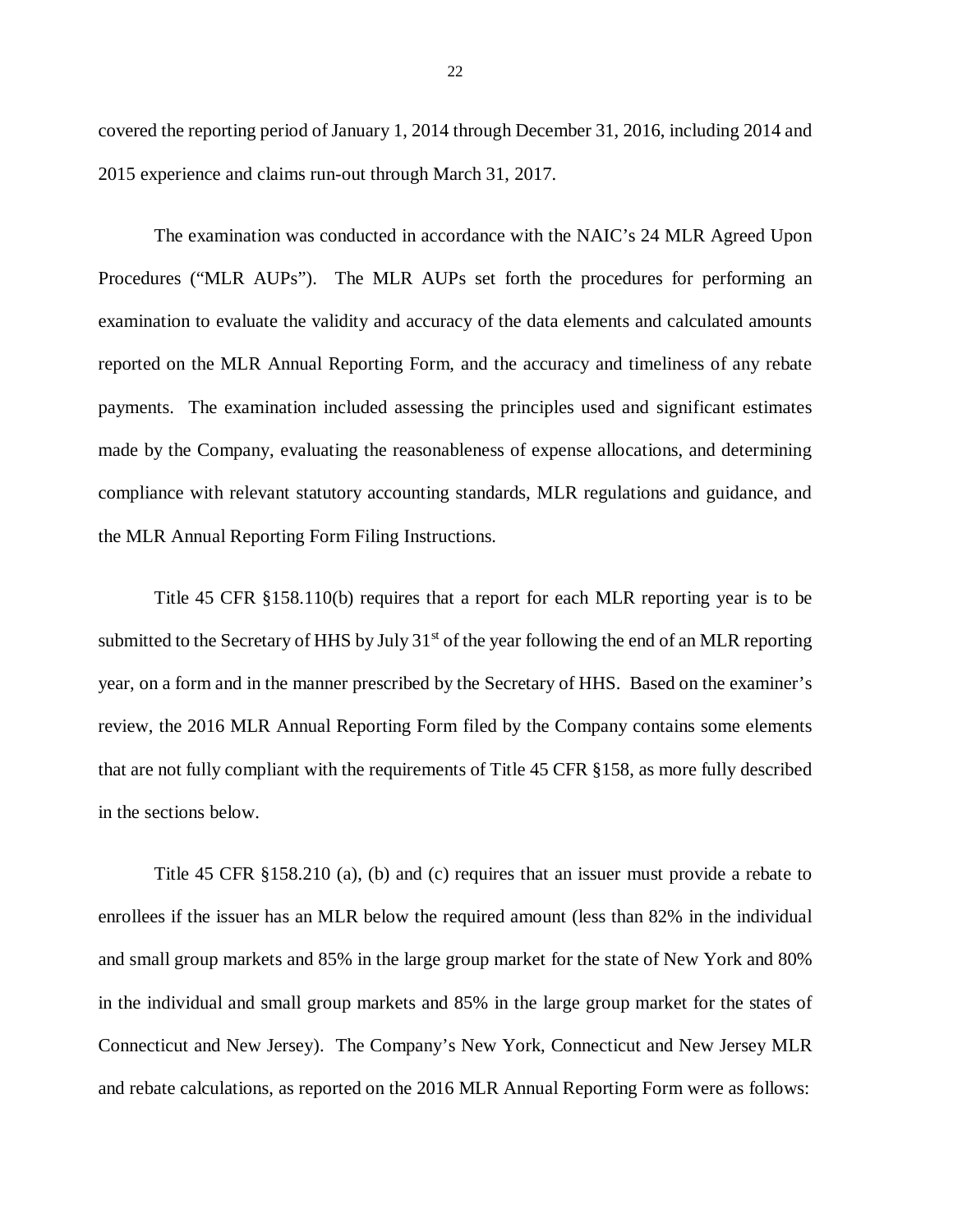covered the reporting period of January 1, 2014 through December 31, 2016, including 2014 and 2015 experience and claims run-out through March 31, 2017.

The examination was conducted in accordance with the NAIC's 24 MLR Agreed Upon Procedures ("MLR AUPs"). The MLR AUPs set forth the procedures for performing an examination to evaluate the validity and accuracy of the data elements and calculated amounts reported on the MLR Annual Reporting Form, and the accuracy and timeliness of any rebate payments. The examination included assessing the principles used and significant estimates made by the Company, evaluating the reasonableness of expense allocations, and determining compliance with relevant statutory accounting standards, MLR regulations and guidance, and the MLR Annual Reporting Form Filing Instructions.

Title 45 CFR §158.110(b) requires that a report for each MLR reporting year is to be submitted to the Secretary of HHS by July 31st of the year following the end of an MLR reporting year, on a form and in the manner prescribed by the Secretary of HHS. Based on the examiner's review, the 2016 MLR Annual Reporting Form filed by the Company contains some elements that are not fully compliant with the requirements of Title 45 CFR §158, as more fully described in the sections below.

Title 45 CFR §158.210 (a), (b) and (c) requires that an issuer must provide a rebate to enrollees if the issuer has an MLR below the required amount (less than 82% in the individual and small group markets and 85% in the large group market for the state of New York and 80% in the individual and small group markets and 85% in the large group market for the states of Connecticut and New Jersey). The Company's New York, Connecticut and New Jersey MLR and rebate calculations, as reported on the 2016 MLR Annual Reporting Form were as follows: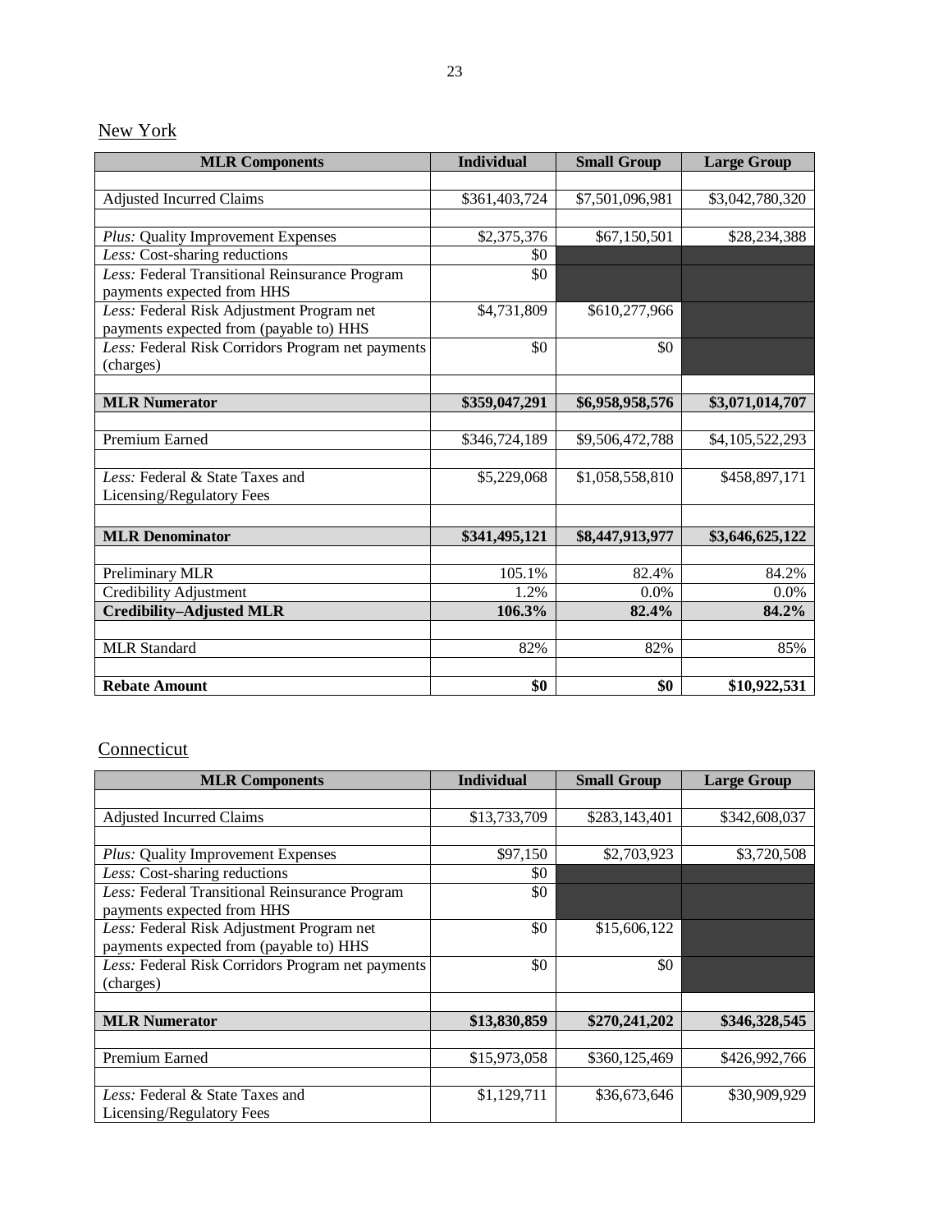New York

| MLR Components | Individual | Small Group | Large Group |
|---|---|---|---|
| | | | |
| Adjusted Incurred Claims | $361,403,724 | $7,501,096,981 | $3,042,780,320 |
| | | | |
| *Plus:* Quality Improvement Expenses | $2,375,376 | $67,150,501 | $28,234,388 |
| *Less:* Cost-sharing reductions | $0 | | |
| *Less:* Federal Transitional Reinsurance Program payments expected from HHS | $0 | | |
| *Less:* Federal Risk Adjustment Program net payments expected from (payable to) HHS | $4,731,809 | $610,277,966 | |
| *Less:* Federal Risk Corridors Program net payments (charges) | $0 | $0 | |
| | | | |
| **MLR Numerator** | **$359,047,291** | **$6,958,958,576** | **$3,071,014,707** |
| | | | |
| Premium Earned | $346,724,189 | $9,506,472,788 | $4,105,522,293 |
| | | | |
| *Less:* Federal & State Taxes and Licensing/Regulatory Fees | $5,229,068 | $1,058,558,810 | $458,897,171 |
| | | | |
| **MLR Denominator** | **$341,495,121** | **$8,447,913,977** | **$3,646,625,122** |
| | | | |
| Preliminary MLR | 105.1% | 82.4% | 84.2% |
| Credibility Adjustment | 1.2% | 0.0% | 0.0% |
| **Credibility–Adjusted MLR** | **106.3%** | **82.4%** | **84.2%** |
| | | | |
| MLR Standard | 82% | 82% | 85% |
| | | | |
| **Rebate Amount** | **$0** | **$0** | **$10,922,531** |

Connecticut

| MLR Components | Individual | Small Group | Large Group |
|---|---|---|---|
| | | | |
| Adjusted Incurred Claims | $13,733,709 | $283,143,401 | $342,608,037 |
| | | | |
| *Plus:* Quality Improvement Expenses | $97,150 | $2,703,923 | $3,720,508 |
| *Less:* Cost-sharing reductions | $0 | | |
| *Less:* Federal Transitional Reinsurance Program payments expected from HHS | $0 | | |
| *Less:* Federal Risk Adjustment Program net payments expected from (payable to) HHS | $0 | $15,606,122 | |
| *Less:* Federal Risk Corridors Program net payments (charges) | $0 | $0 | |
| | | | |
| **MLR Numerator** | **$13,830,859** | **$270,241,202** | **$346,328,545** |
| | | | |
| Premium Earned | $15,973,058 | $360,125,469 | $426,992,766 |
| | | | |
| *Less:* Federal & State Taxes and Licensing/Regulatory Fees | $1,129,711 | $36,673,646 | $30,909,929 |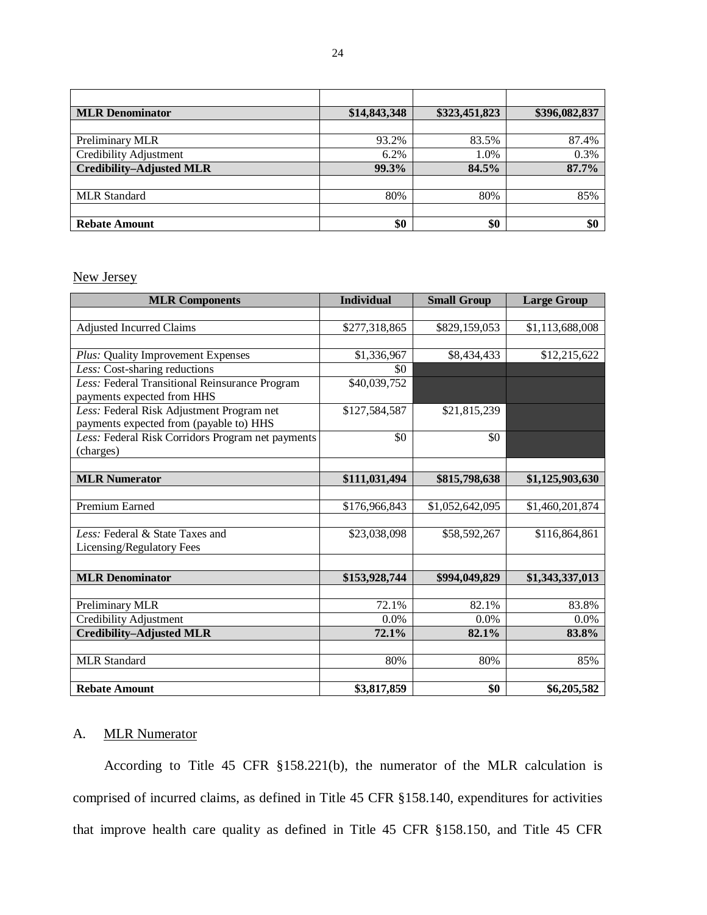| | | | |
|---|---|---|---|
| **MLR Denominator** | **$14,843,348** | **$323,451,823** | **$396,082,837** |
| | | | |
| Preliminary MLR | 93.2% | 83.5% | 87.4% |
| Credibility Adjustment | 6.2% | 1.0% | 0.3% |
| **Credibility–Adjusted MLR** | **99.3%** | **84.5%** | **87.7%** |
| | | | |
| MLR Standard | 80% | 80% | 85% |
| | | | |
| **Rebate Amount** | **$0** | **$0** | **$0** |

New Jersey

| MLR Components | Individual | Small Group | Large Group |
|---|---|---|---|
| | | | |
| Adjusted Incurred Claims | $277,318,865 | $829,159,053 | $1,113,688,008 |
| | | | |
| *Plus:* Quality Improvement Expenses | $1,336,967 | $8,434,433 | $12,215,622 |
| *Less:* Cost-sharing reductions | $0 | | |
| *Less:* Federal Transitional Reinsurance Program payments expected from HHS | $40,039,752 | | |
| *Less:* Federal Risk Adjustment Program net payments expected from (payable to) HHS | $127,584,587 | $21,815,239 | |
| *Less:* Federal Risk Corridors Program net payments (charges) | $0 | $0 | |
| | | | |
| **MLR Numerator** | **$111,031,494** | **$815,798,638** | **$1,125,903,630** |
| | | | |
| Premium Earned | $176,966,843 | $1,052,642,095 | $1,460,201,874 |
| | | | |
| *Less:* Federal & State Taxes and Licensing/Regulatory Fees | $23,038,098 | $58,592,267 | $116,864,861 |
| | | | |
| **MLR Denominator** | **$153,928,744** | **$994,049,829** | **$1,343,337,013** |
| | | | |
| Preliminary MLR | 72.1% | 82.1% | 83.8% |
| Credibility Adjustment | 0.0% | 0.0% | 0.0% |
| **Credibility–Adjusted MLR** | **72.1%** | **82.1%** | **83.8%** |
| | | | |
| MLR Standard | 80% | 80% | 85% |
| | | | |
| **Rebate Amount** | **$3,817,859** | **$0** | **$6,205,582** |

## A. MLR Numerator

According to Title 45 CFR §158.221(b), the numerator of the MLR calculation is comprised of incurred claims, as defined in Title 45 CFR §158.140, expenditures for activities that improve health care quality as defined in Title 45 CFR §158.150, and Title 45 CFR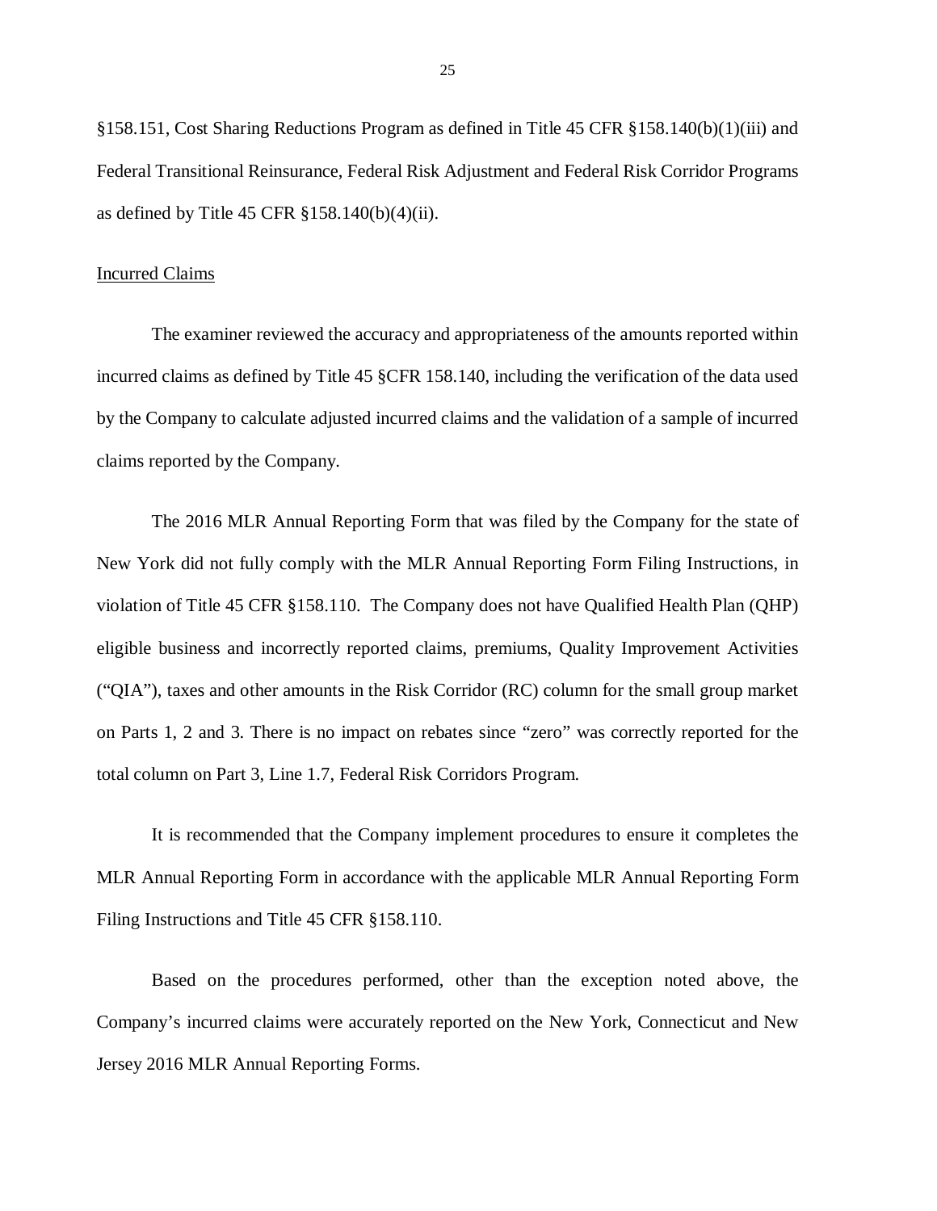§158.151, Cost Sharing Reductions Program as defined in Title 45 CFR §158.140(b)(1)(iii) and Federal Transitional Reinsurance, Federal Risk Adjustment and Federal Risk Corridor Programs as defined by Title 45 CFR §158.140(b)(4)(ii).

<u>Incurred Claims</u>

The examiner reviewed the accuracy and appropriateness of the amounts reported within incurred claims as defined by Title 45 §CFR 158.140, including the verification of the data used by the Company to calculate adjusted incurred claims and the validation of a sample of incurred claims reported by the Company.

The 2016 MLR Annual Reporting Form that was filed by the Company for the state of New York did not fully comply with the MLR Annual Reporting Form Filing Instructions, in violation of Title 45 CFR §158.110. The Company does not have Qualified Health Plan (QHP) eligible business and incorrectly reported claims, premiums, Quality Improvement Activities ("QIA"), taxes and other amounts in the Risk Corridor (RC) column for the small group market on Parts 1, 2 and 3. There is no impact on rebates since "zero" was correctly reported for the total column on Part 3, Line 1.7, Federal Risk Corridors Program.

It is recommended that the Company implement procedures to ensure it completes the MLR Annual Reporting Form in accordance with the applicable MLR Annual Reporting Form Filing Instructions and Title 45 CFR §158.110.

Based on the procedures performed, other than the exception noted above, the Company's incurred claims were accurately reported on the New York, Connecticut and New Jersey 2016 MLR Annual Reporting Forms.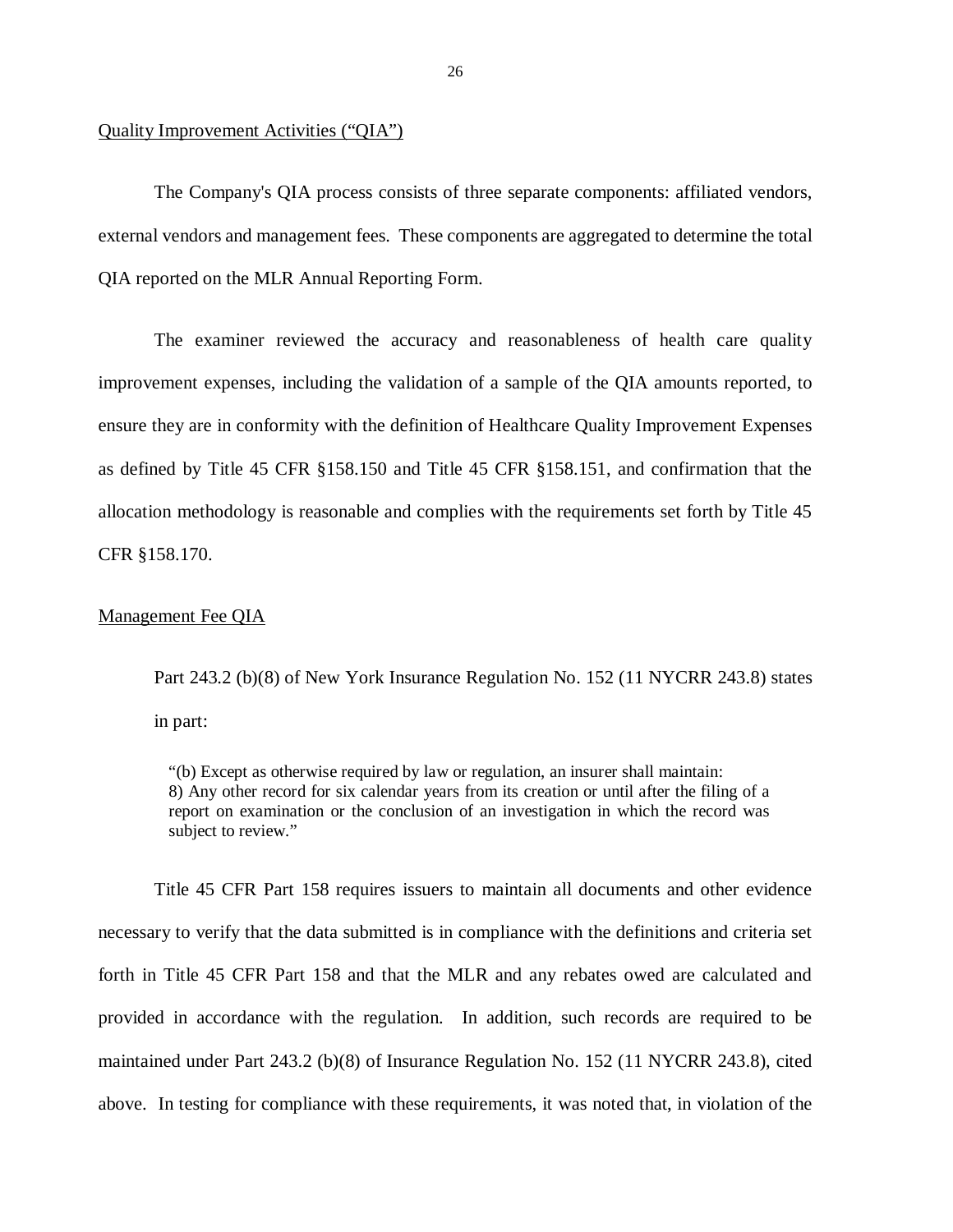Quality Improvement Activities ("QIA")

The Company's QIA process consists of three separate components: affiliated vendors, external vendors and management fees. These components are aggregated to determine the total QIA reported on the MLR Annual Reporting Form.

The examiner reviewed the accuracy and reasonableness of health care quality improvement expenses, including the validation of a sample of the QIA amounts reported, to ensure they are in conformity with the definition of Healthcare Quality Improvement Expenses as defined by Title 45 CFR §158.150 and Title 45 CFR §158.151, and confirmation that the allocation methodology is reasonable and complies with the requirements set forth by Title 45 CFR §158.170.

Management Fee QIA

Part 243.2 (b)(8) of New York Insurance Regulation No. 152 (11 NYCRR 243.8) states in part:

> "(b) Except as otherwise required by law or regulation, an insurer shall maintain:
> 8) Any other record for six calendar years from its creation or until after the filing of a report on examination or the conclusion of an investigation in which the record was subject to review."

Title 45 CFR Part 158 requires issuers to maintain all documents and other evidence necessary to verify that the data submitted is in compliance with the definitions and criteria set forth in Title 45 CFR Part 158 and that the MLR and any rebates owed are calculated and provided in accordance with the regulation. In addition, such records are required to be maintained under Part 243.2 (b)(8) of Insurance Regulation No. 152 (11 NYCRR 243.8), cited above. In testing for compliance with these requirements, it was noted that, in violation of the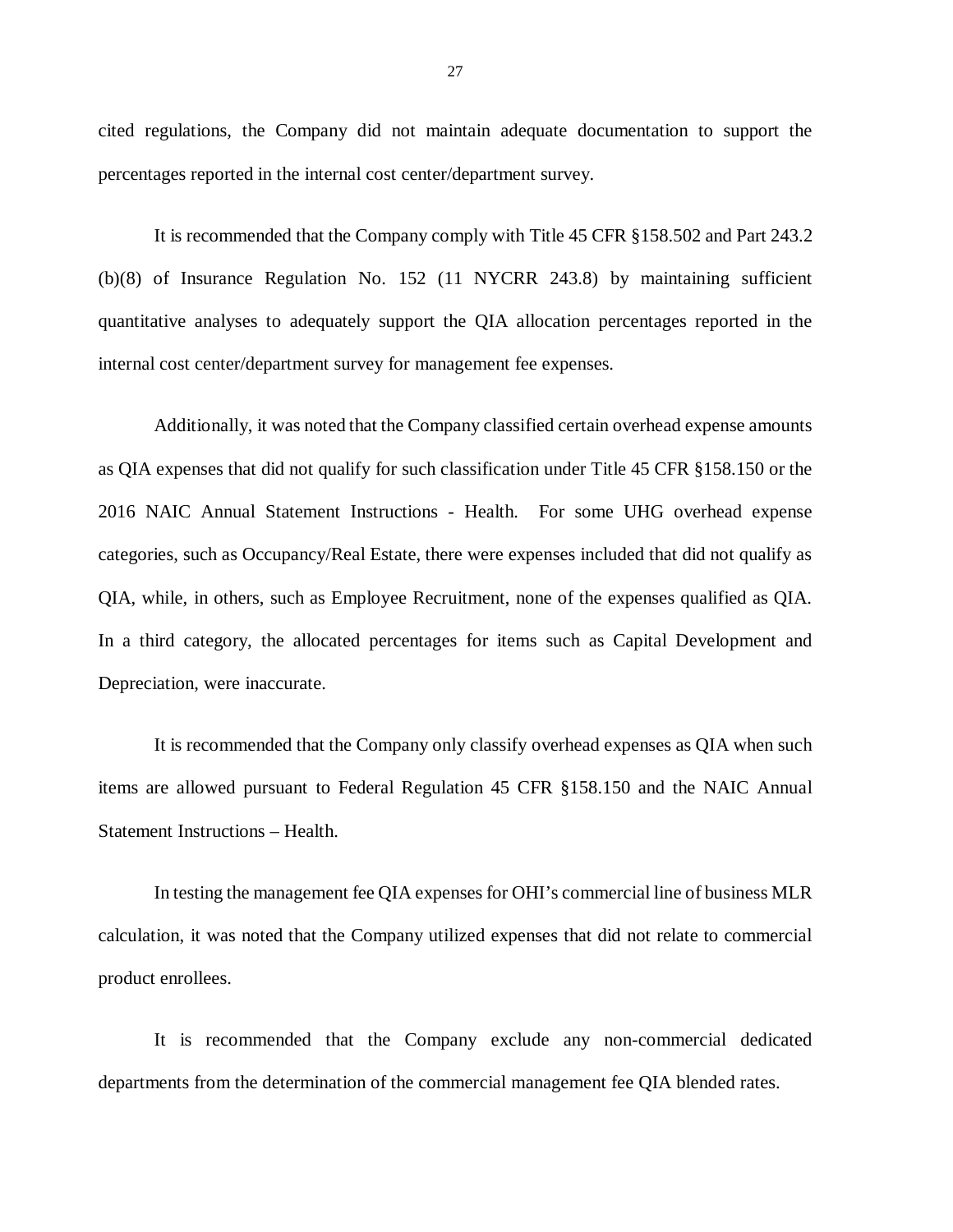cited regulations, the Company did not maintain adequate documentation to support the percentages reported in the internal cost center/department survey.

It is recommended that the Company comply with Title 45 CFR §158.502 and Part 243.2 (b)(8) of Insurance Regulation No. 152 (11 NYCRR 243.8) by maintaining sufficient quantitative analyses to adequately support the QIA allocation percentages reported in the internal cost center/department survey for management fee expenses.

Additionally, it was noted that the Company classified certain overhead expense amounts as QIA expenses that did not qualify for such classification under Title 45 CFR §158.150 or the 2016 NAIC Annual Statement Instructions - Health. For some UHG overhead expense categories, such as Occupancy/Real Estate, there were expenses included that did not qualify as QIA, while, in others, such as Employee Recruitment, none of the expenses qualified as QIA. In a third category, the allocated percentages for items such as Capital Development and Depreciation, were inaccurate.

It is recommended that the Company only classify overhead expenses as QIA when such items are allowed pursuant to Federal Regulation 45 CFR §158.150 and the NAIC Annual Statement Instructions – Health.

In testing the management fee QIA expenses for OHI's commercial line of business MLR calculation, it was noted that the Company utilized expenses that did not relate to commercial product enrollees.

It is recommended that the Company exclude any non-commercial dedicated departments from the determination of the commercial management fee QIA blended rates.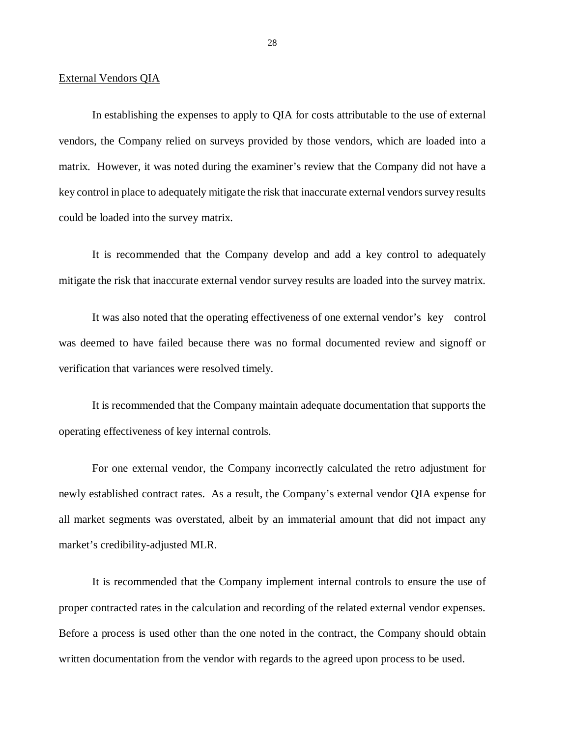External Vendors QIA

In establishing the expenses to apply to QIA for costs attributable to the use of external vendors, the Company relied on surveys provided by those vendors, which are loaded into a matrix. However, it was noted during the examiner's review that the Company did not have a key control in place to adequately mitigate the risk that inaccurate external vendors survey results could be loaded into the survey matrix.

It is recommended that the Company develop and add a key control to adequately mitigate the risk that inaccurate external vendor survey results are loaded into the survey matrix.

It was also noted that the operating effectiveness of one external vendor's key control was deemed to have failed because there was no formal documented review and signoff or verification that variances were resolved timely.

It is recommended that the Company maintain adequate documentation that supports the operating effectiveness of key internal controls.

For one external vendor, the Company incorrectly calculated the retro adjustment for newly established contract rates. As a result, the Company's external vendor QIA expense for all market segments was overstated, albeit by an immaterial amount that did not impact any market's credibility-adjusted MLR.

It is recommended that the Company implement internal controls to ensure the use of proper contracted rates in the calculation and recording of the related external vendor expenses. Before a process is used other than the one noted in the contract, the Company should obtain written documentation from the vendor with regards to the agreed upon process to be used.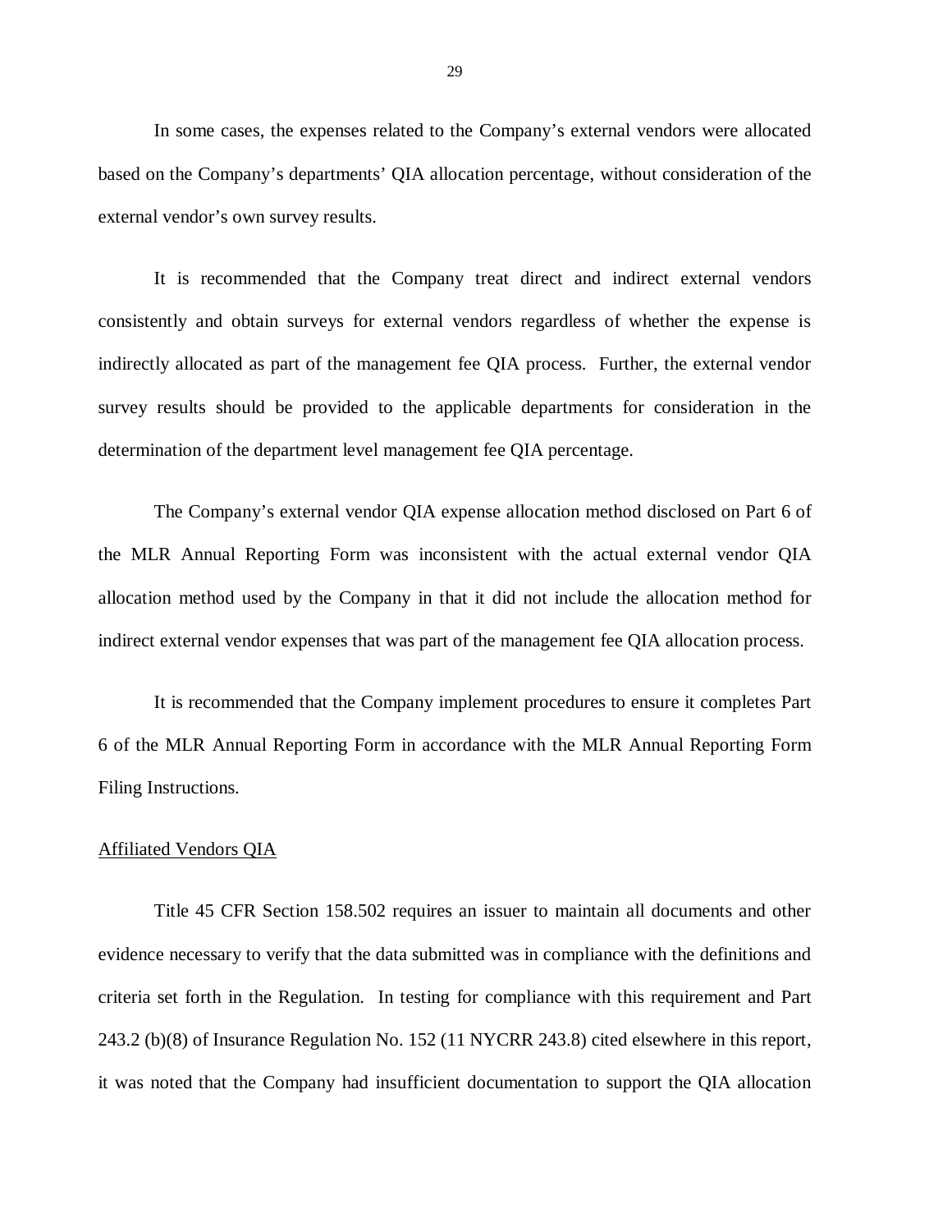In some cases, the expenses related to the Company's external vendors were allocated based on the Company's departments' QIA allocation percentage, without consideration of the external vendor's own survey results.

It is recommended that the Company treat direct and indirect external vendors consistently and obtain surveys for external vendors regardless of whether the expense is indirectly allocated as part of the management fee QIA process. Further, the external vendor survey results should be provided to the applicable departments for consideration in the determination of the department level management fee QIA percentage.

The Company's external vendor QIA expense allocation method disclosed on Part 6 of the MLR Annual Reporting Form was inconsistent with the actual external vendor QIA allocation method used by the Company in that it did not include the allocation method for indirect external vendor expenses that was part of the management fee QIA allocation process.

It is recommended that the Company implement procedures to ensure it completes Part 6 of the MLR Annual Reporting Form in accordance with the MLR Annual Reporting Form Filing Instructions.

Affiliated Vendors QIA

Title 45 CFR Section 158.502 requires an issuer to maintain all documents and other evidence necessary to verify that the data submitted was in compliance with the definitions and criteria set forth in the Regulation. In testing for compliance with this requirement and Part 243.2 (b)(8) of Insurance Regulation No. 152 (11 NYCRR 243.8) cited elsewhere in this report, it was noted that the Company had insufficient documentation to support the QIA allocation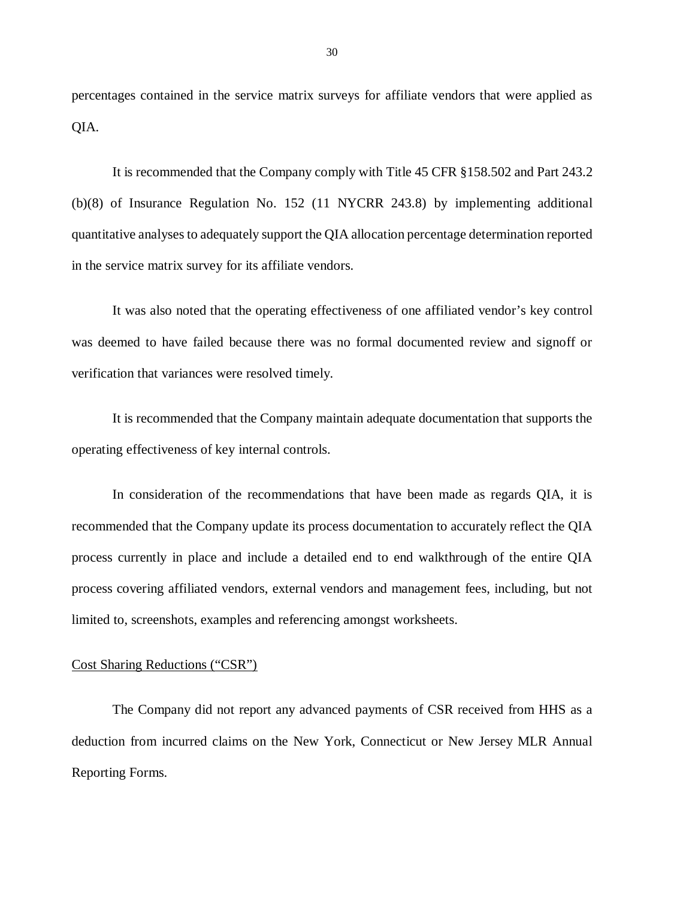percentages contained in the service matrix surveys for affiliate vendors that were applied as QIA.

It is recommended that the Company comply with Title 45 CFR §158.502 and Part 243.2 (b)(8) of Insurance Regulation No. 152 (11 NYCRR 243.8) by implementing additional quantitative analyses to adequately support the QIA allocation percentage determination reported in the service matrix survey for its affiliate vendors.

It was also noted that the operating effectiveness of one affiliated vendor's key control was deemed to have failed because there was no formal documented review and signoff or verification that variances were resolved timely.

It is recommended that the Company maintain adequate documentation that supports the operating effectiveness of key internal controls.

In consideration of the recommendations that have been made as regards QIA, it is recommended that the Company update its process documentation to accurately reflect the QIA process currently in place and include a detailed end to end walkthrough of the entire QIA process covering affiliated vendors, external vendors and management fees, including, but not limited to, screenshots, examples and referencing amongst worksheets.

<u>Cost Sharing Reductions ("CSR")</u>

The Company did not report any advanced payments of CSR received from HHS as a deduction from incurred claims on the New York, Connecticut or New Jersey MLR Annual Reporting Forms.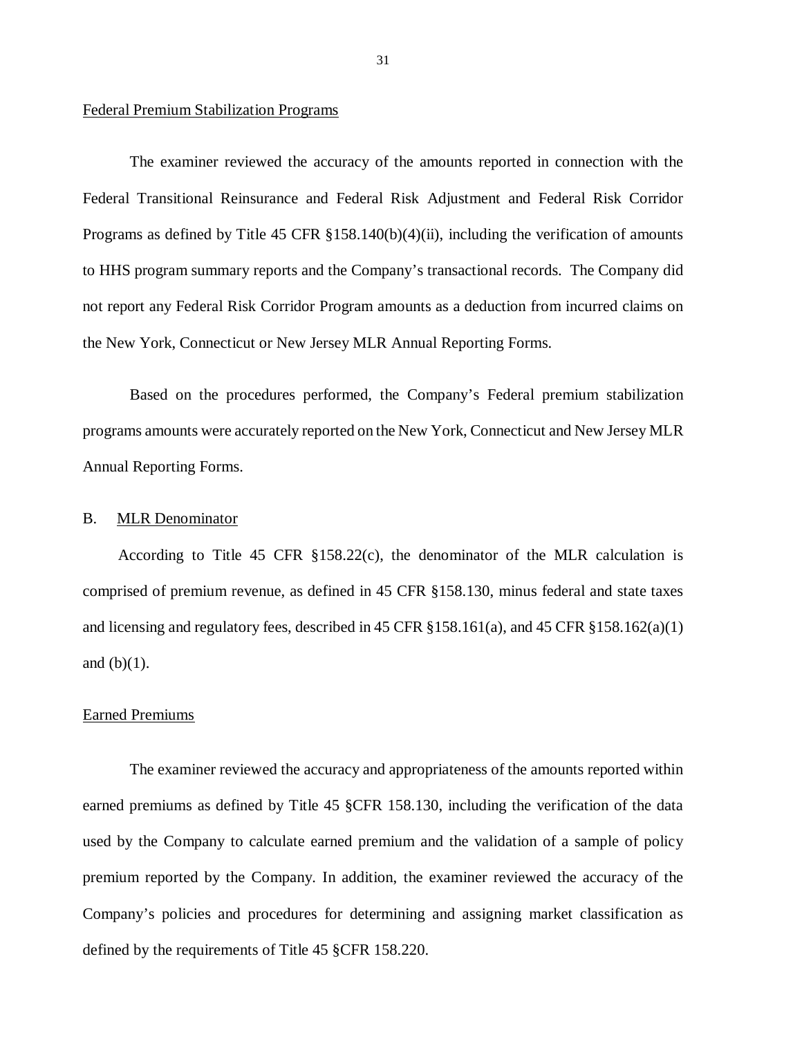Federal Premium Stabilization Programs

The examiner reviewed the accuracy of the amounts reported in connection with the Federal Transitional Reinsurance and Federal Risk Adjustment and Federal Risk Corridor Programs as defined by Title 45 CFR §158.140(b)(4)(ii), including the verification of amounts to HHS program summary reports and the Company's transactional records. The Company did not report any Federal Risk Corridor Program amounts as a deduction from incurred claims on the New York, Connecticut or New Jersey MLR Annual Reporting Forms.

Based on the procedures performed, the Company's Federal premium stabilization programs amounts were accurately reported on the New York, Connecticut and New Jersey MLR Annual Reporting Forms.

B. MLR Denominator

According to Title 45 CFR §158.22(c), the denominator of the MLR calculation is comprised of premium revenue, as defined in 45 CFR §158.130, minus federal and state taxes and licensing and regulatory fees, described in 45 CFR §158.161(a), and 45 CFR §158.162(a)(1) and (b)(1).

Earned Premiums

The examiner reviewed the accuracy and appropriateness of the amounts reported within earned premiums as defined by Title 45 §CFR 158.130, including the verification of the data used by the Company to calculate earned premium and the validation of a sample of policy premium reported by the Company. In addition, the examiner reviewed the accuracy of the Company's policies and procedures for determining and assigning market classification as defined by the requirements of Title 45 §CFR 158.220.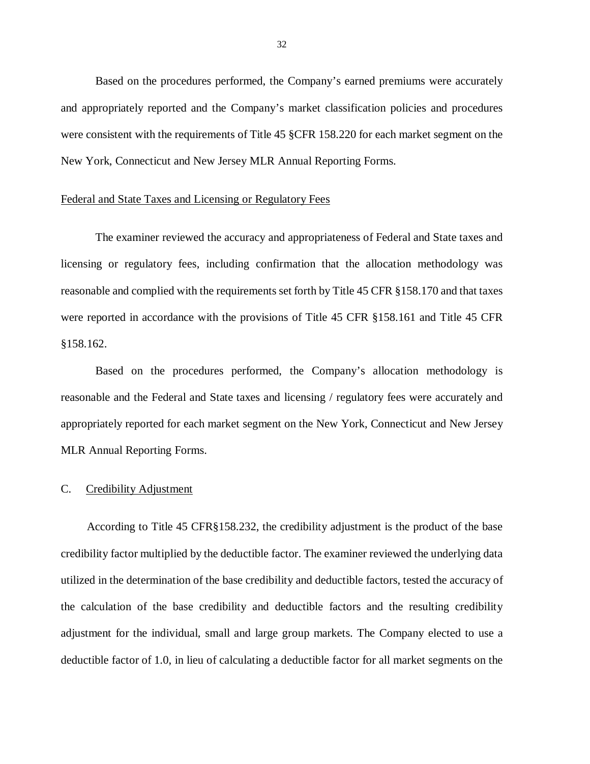Based on the procedures performed, the Company's earned premiums were accurately and appropriately reported and the Company's market classification policies and procedures were consistent with the requirements of Title 45 §CFR 158.220 for each market segment on the New York, Connecticut and New Jersey MLR Annual Reporting Forms.

Federal and State Taxes and Licensing or Regulatory Fees

The examiner reviewed the accuracy and appropriateness of Federal and State taxes and licensing or regulatory fees, including confirmation that the allocation methodology was reasonable and complied with the requirements set forth by Title 45 CFR §158.170 and that taxes were reported in accordance with the provisions of Title 45 CFR §158.161 and Title 45 CFR §158.162.

Based on the procedures performed, the Company's allocation methodology is reasonable and the Federal and State taxes and licensing / regulatory fees were accurately and appropriately reported for each market segment on the New York, Connecticut and New Jersey MLR Annual Reporting Forms.

## C. Credibility Adjustment

According to Title 45 CFR§158.232, the credibility adjustment is the product of the base credibility factor multiplied by the deductible factor. The examiner reviewed the underlying data utilized in the determination of the base credibility and deductible factors, tested the accuracy of the calculation of the base credibility and deductible factors and the resulting credibility adjustment for the individual, small and large group markets. The Company elected to use a deductible factor of 1.0, in lieu of calculating a deductible factor for all market segments on the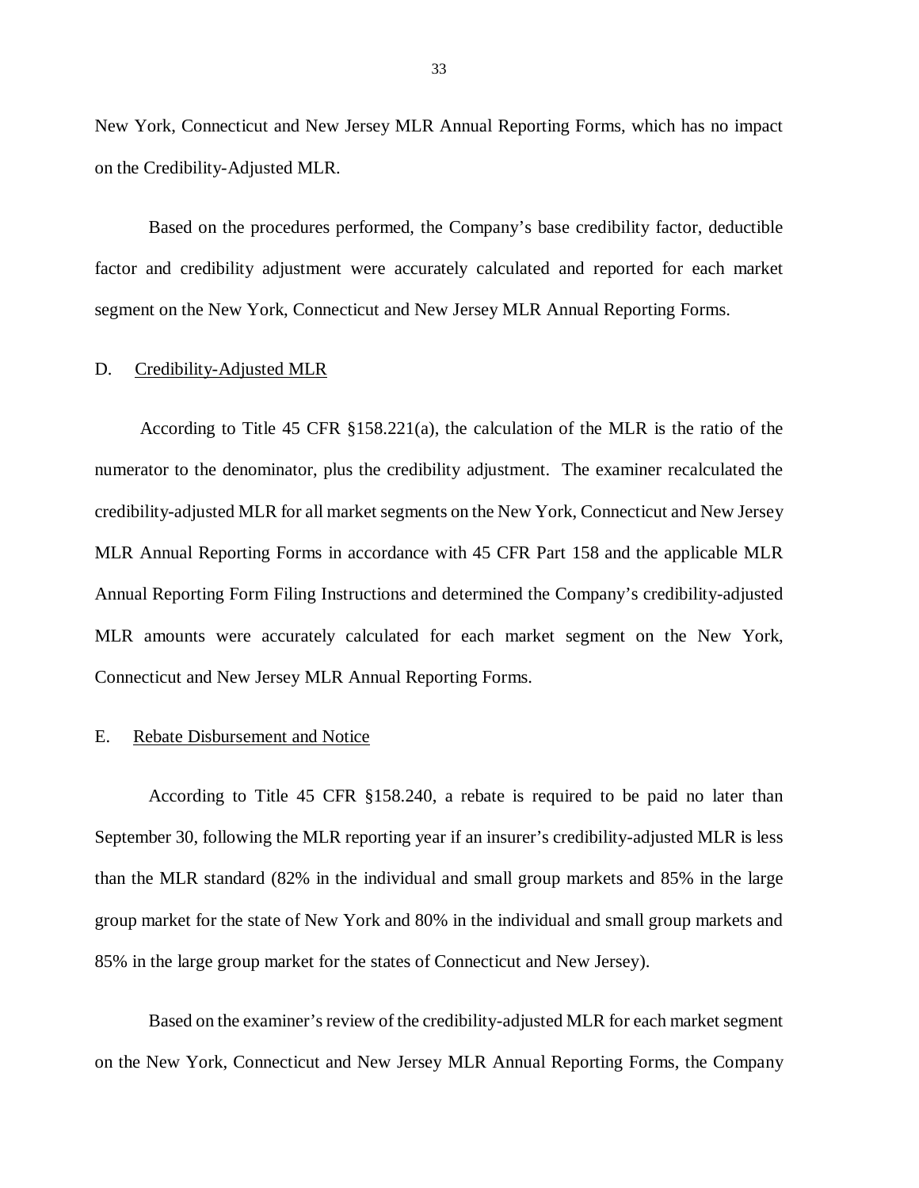New York, Connecticut and New Jersey MLR Annual Reporting Forms, which has no impact on the Credibility-Adjusted MLR.

Based on the procedures performed, the Company's base credibility factor, deductible factor and credibility adjustment were accurately calculated and reported for each market segment on the New York, Connecticut and New Jersey MLR Annual Reporting Forms.

D. Credibility-Adjusted MLR

According to Title 45 CFR §158.221(a), the calculation of the MLR is the ratio of the numerator to the denominator, plus the credibility adjustment. The examiner recalculated the credibility-adjusted MLR for all market segments on the New York, Connecticut and New Jersey MLR Annual Reporting Forms in accordance with 45 CFR Part 158 and the applicable MLR Annual Reporting Form Filing Instructions and determined the Company's credibility-adjusted MLR amounts were accurately calculated for each market segment on the New York, Connecticut and New Jersey MLR Annual Reporting Forms.

E. Rebate Disbursement and Notice

According to Title 45 CFR §158.240, a rebate is required to be paid no later than September 30, following the MLR reporting year if an insurer's credibility-adjusted MLR is less than the MLR standard (82% in the individual and small group markets and 85% in the large group market for the state of New York and 80% in the individual and small group markets and 85% in the large group market for the states of Connecticut and New Jersey).

Based on the examiner's review of the credibility-adjusted MLR for each market segment on the New York, Connecticut and New Jersey MLR Annual Reporting Forms, the Company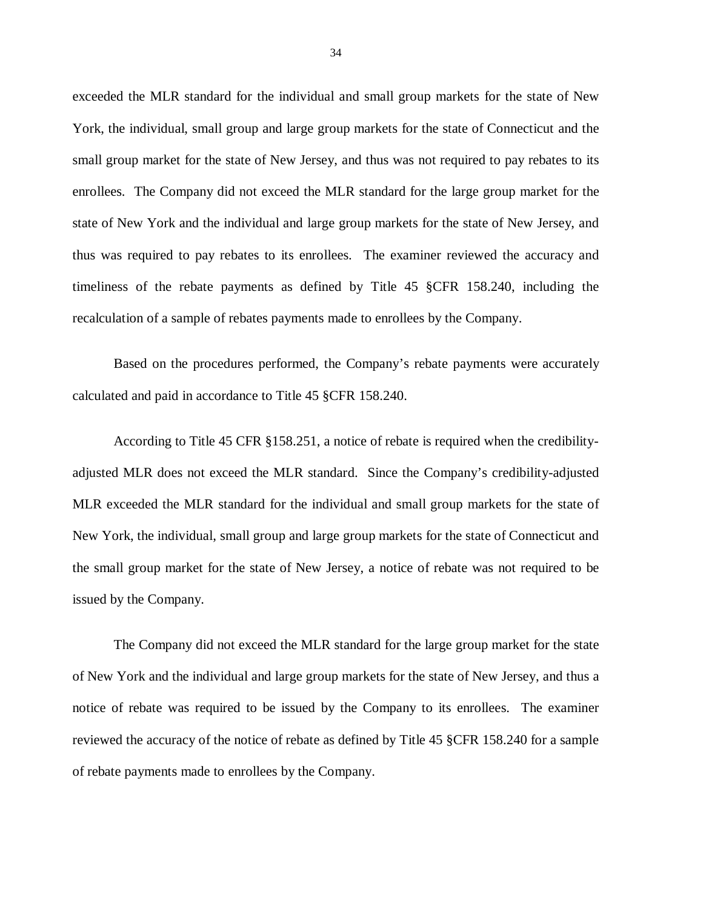exceeded the MLR standard for the individual and small group markets for the state of New York, the individual, small group and large group markets for the state of Connecticut and the small group market for the state of New Jersey, and thus was not required to pay rebates to its enrollees. The Company did not exceed the MLR standard for the large group market for the state of New York and the individual and large group markets for the state of New Jersey, and thus was required to pay rebates to its enrollees. The examiner reviewed the accuracy and timeliness of the rebate payments as defined by Title 45 §CFR 158.240, including the recalculation of a sample of rebates payments made to enrollees by the Company.

Based on the procedures performed, the Company's rebate payments were accurately calculated and paid in accordance to Title 45 §CFR 158.240.

According to Title 45 CFR §158.251, a notice of rebate is required when the credibility-adjusted MLR does not exceed the MLR standard. Since the Company's credibility-adjusted MLR exceeded the MLR standard for the individual and small group markets for the state of New York, the individual, small group and large group markets for the state of Connecticut and the small group market for the state of New Jersey, a notice of rebate was not required to be issued by the Company.

The Company did not exceed the MLR standard for the large group market for the state of New York and the individual and large group markets for the state of New Jersey, and thus a notice of rebate was required to be issued by the Company to its enrollees. The examiner reviewed the accuracy of the notice of rebate as defined by Title 45 §CFR 158.240 for a sample of rebate payments made to enrollees by the Company.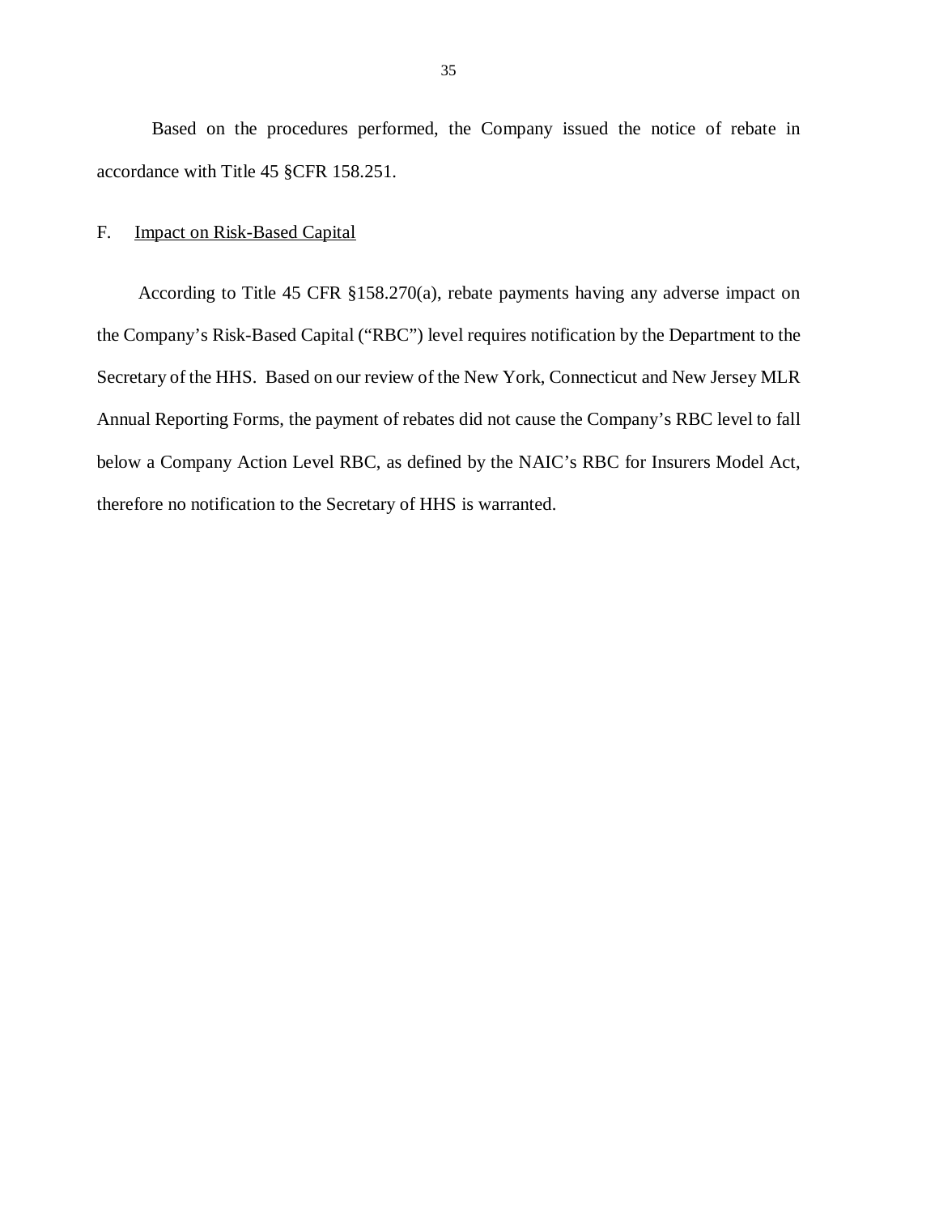Based on the procedures performed, the Company issued the notice of rebate in accordance with Title 45 §CFR 158.251.

## F. Impact on Risk-Based Capital

According to Title 45 CFR §158.270(a), rebate payments having any adverse impact on the Company's Risk-Based Capital ("RBC") level requires notification by the Department to the Secretary of the HHS. Based on our review of the New York, Connecticut and New Jersey MLR Annual Reporting Forms, the payment of rebates did not cause the Company's RBC level to fall below a Company Action Level RBC, as defined by the NAIC's RBC for Insurers Model Act, therefore no notification to the Secretary of HHS is warranted.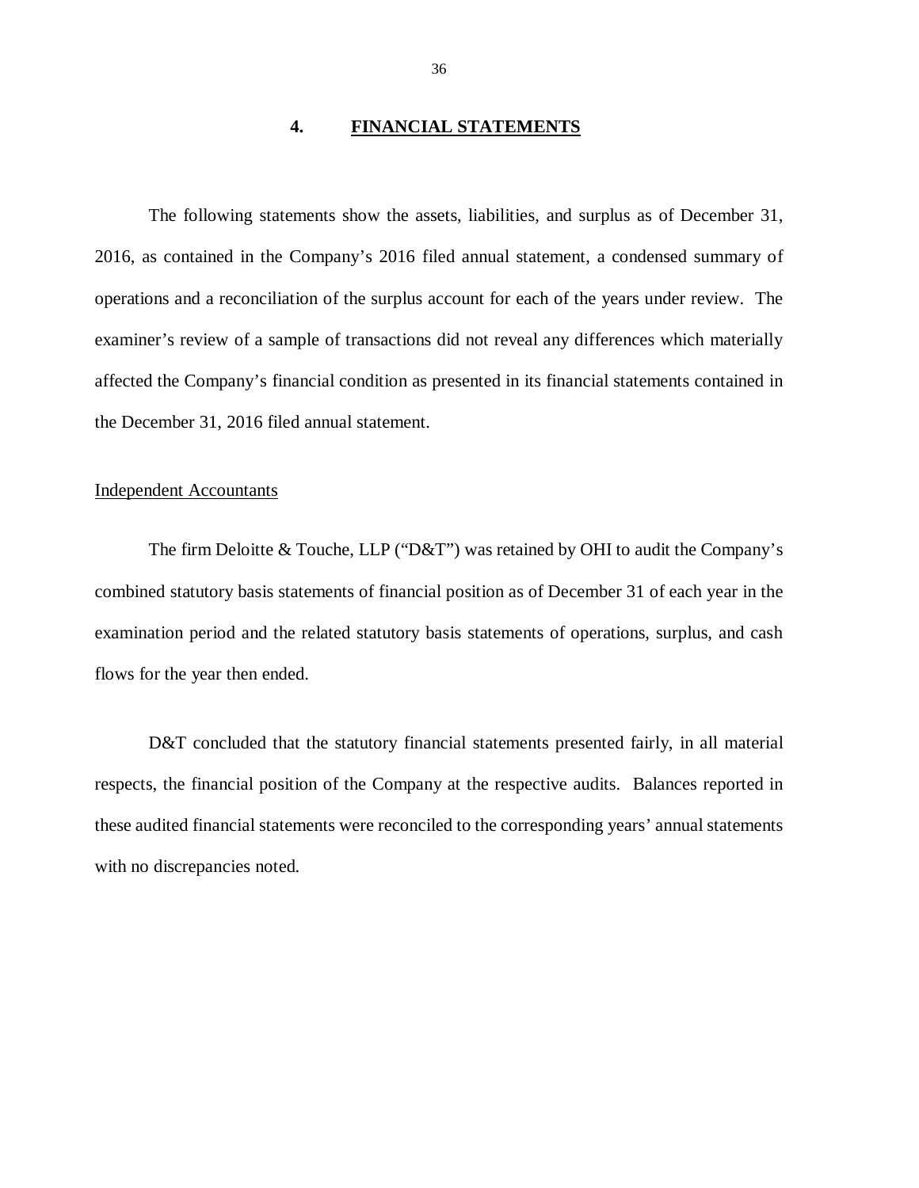## 4. FINANCIAL STATEMENTS

The following statements show the assets, liabilities, and surplus as of December 31, 2016, as contained in the Company's 2016 filed annual statement, a condensed summary of operations and a reconciliation of the surplus account for each of the years under review. The examiner's review of a sample of transactions did not reveal any differences which materially affected the Company's financial condition as presented in its financial statements contained in the December 31, 2016 filed annual statement.

### Independent Accountants

The firm Deloitte & Touche, LLP ("D&T") was retained by OHI to audit the Company's combined statutory basis statements of financial position as of December 31 of each year in the examination period and the related statutory basis statements of operations, surplus, and cash flows for the year then ended.

D&T concluded that the statutory financial statements presented fairly, in all material respects, the financial position of the Company at the respective audits. Balances reported in these audited financial statements were reconciled to the corresponding years' annual statements with no discrepancies noted.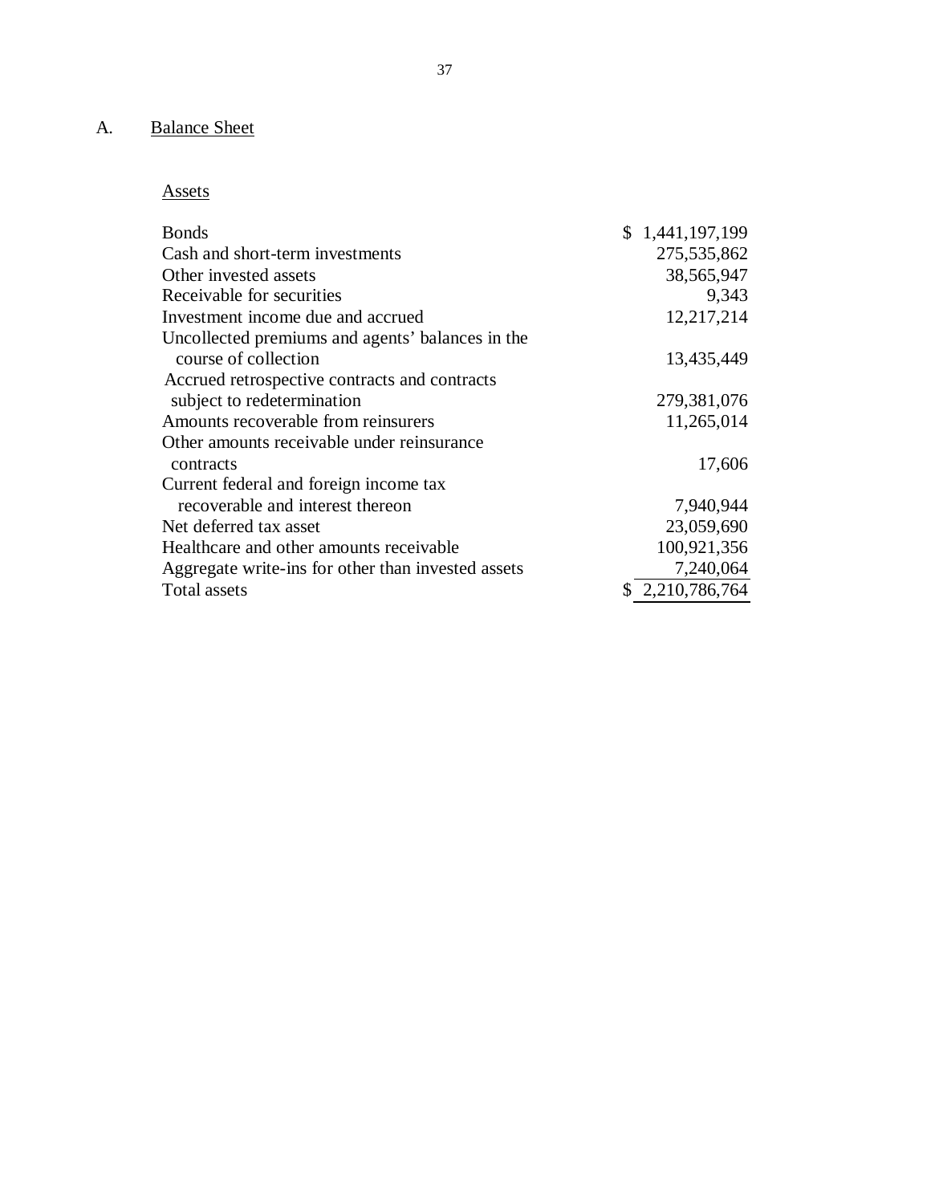## A. Balance Sheet

Assets

| | |
|---|---|
| Bonds | $ 1,441,197,199 |
| Cash and short-term investments | 275,535,862 |
| Other invested assets | 38,565,947 |
| Receivable for securities | 9,343 |
| Investment income due and accrued | 12,217,214 |
| Uncollected premiums and agents' balances in the course of collection | 13,435,449 |
| Accrued retrospective contracts and contracts subject to redetermination | 279,381,076 |
| Amounts recoverable from reinsurers | 11,265,014 |
| Other amounts receivable under reinsurance contracts | 17,606 |
| Current federal and foreign income tax recoverable and interest thereon | 7,940,944 |
| Net deferred tax asset | 23,059,690 |
| Healthcare and other amounts receivable | 100,921,356 |
| Aggregate write-ins for other than invested assets | 7,240,064 |
| Total assets | $ 2,210,786,764 |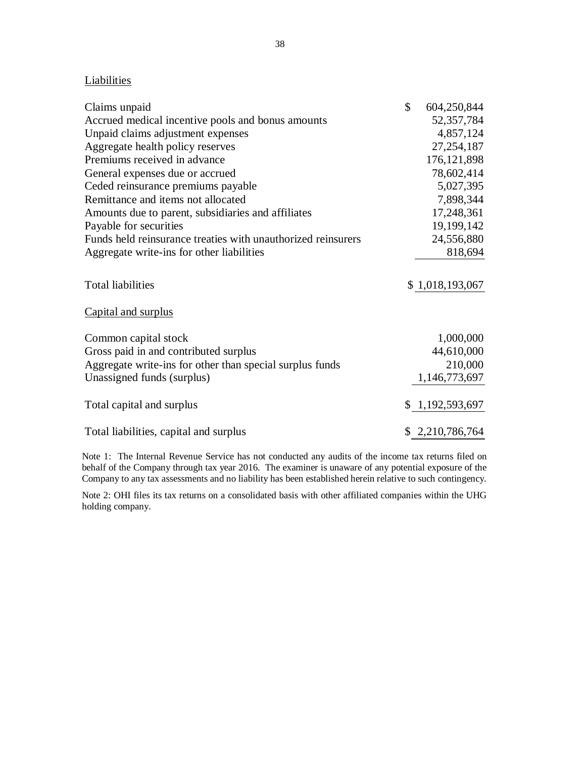Liabilities

| | |
|---|---|
| Claims unpaid | $ 604,250,844 |
| Accrued medical incentive pools and bonus amounts | 52,357,784 |
| Unpaid claims adjustment expenses | 4,857,124 |
| Aggregate health policy reserves | 27,254,187 |
| Premiums received in advance | 176,121,898 |
| General expenses due or accrued | 78,602,414 |
| Ceded reinsurance premiums payable | 5,027,395 |
| Remittance and items not allocated | 7,898,344 |
| Amounts due to parent, subsidiaries and affiliates | 17,248,361 |
| Payable for securities | 19,199,142 |
| Funds held reinsurance treaties with unauthorized reinsurers | 24,556,880 |
| Aggregate write-ins for other liabilities | 818,694 |
| Total liabilities | $ 1,018,193,067 |

Capital and surplus

| | |
|---|---|
| Common capital stock | 1,000,000 |
| Gross paid in and contributed surplus | 44,610,000 |
| Aggregate write-ins for other than special surplus funds | 210,000 |
| Unassigned funds (surplus) | 1,146,773,697 |
| Total capital and surplus | $ 1,192,593,697 |
| Total liabilities, capital and surplus | $ 2,210,786,764 |

Note 1: The Internal Revenue Service has not conducted any audits of the income tax returns filed on behalf of the Company through tax year 2016. The examiner is unaware of any potential exposure of the Company to any tax assessments and no liability has been established herein relative to such contingency.

Note 2: OHI files its tax returns on a consolidated basis with other affiliated companies within the UHG holding company.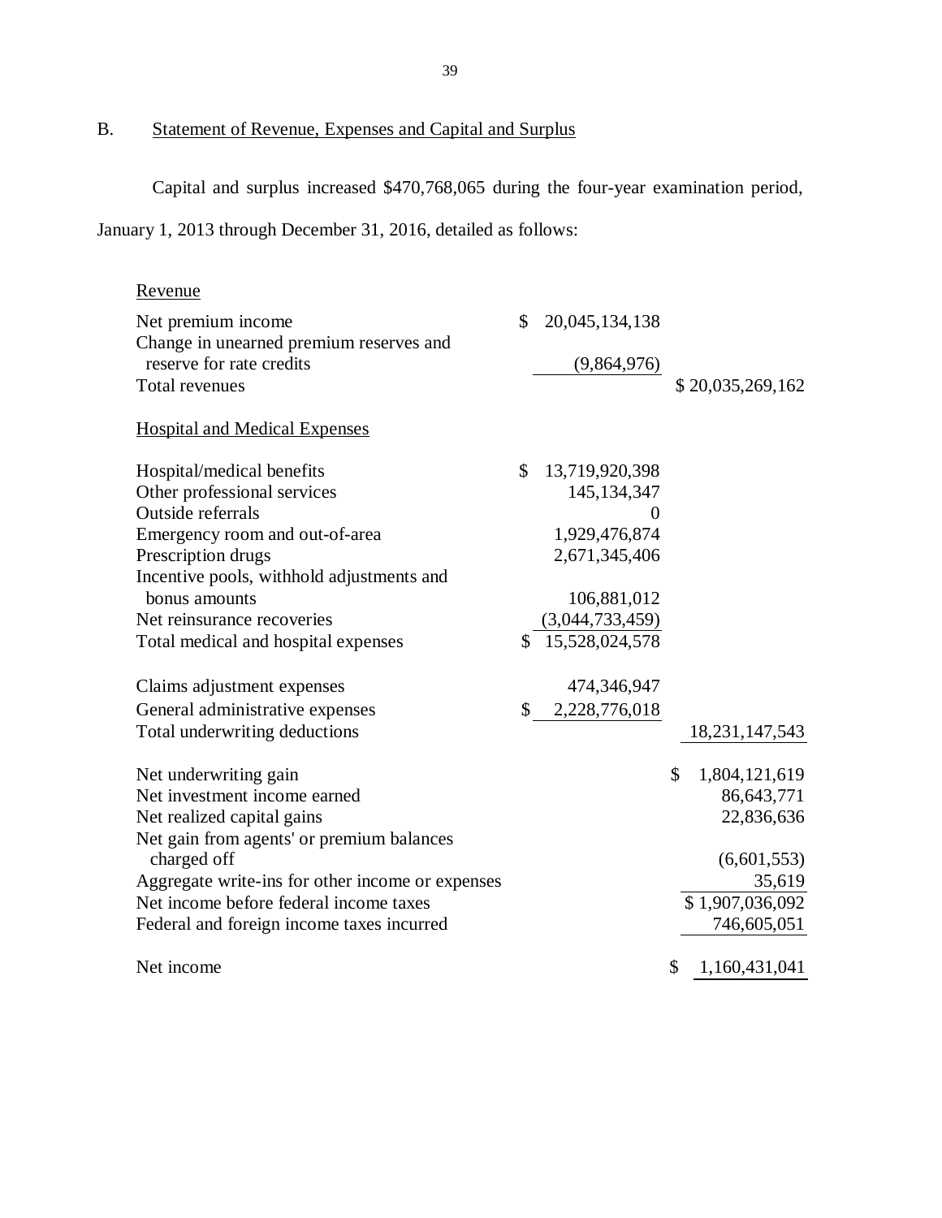## B. Statement of Revenue, Expenses and Capital and Surplus

Capital and surplus increased $470,768,065 during the four-year examination period, January 1, 2013 through December 31, 2016, detailed as follows:

| | | |
|---|---|---|
| Revenue | | |
| Net premium income | $ 20,045,134,138 | |
| Change in unearned premium reserves and reserve for rate credits | (9,864,976) | |
| Total revenues | | $ 20,035,269,162 |
| Hospital and Medical Expenses | | |
| Hospital/medical benefits | $ 13,719,920,398 | |
| Other professional services | 145,134,347 | |
| Outside referrals | 0 | |
| Emergency room and out-of-area | 1,929,476,874 | |
| Prescription drugs | 2,671,345,406 | |
| Incentive pools, withhold adjustments and bonus amounts | 106,881,012 | |
| Net reinsurance recoveries | (3,044,733,459) | |
| Total medical and hospital expenses | $ 15,528,024,578 | |
| Claims adjustment expenses | 474,346,947 | |
| General administrative expenses | $ 2,228,776,018 | |
| Total underwriting deductions | | 18,231,147,543 |
| Net underwriting gain | | $ 1,804,121,619 |
| Net investment income earned | | 86,643,771 |
| Net realized capital gains | | 22,836,636 |
| Net gain from agents' or premium balances charged off | | (6,601,553) |
| Aggregate write-ins for other income or expenses | | 35,619 |
| Net income before federal income taxes | | $ 1,907,036,092 |
| Federal and foreign income taxes incurred | | 746,605,051 |
| Net income | | $ 1,160,431,041 |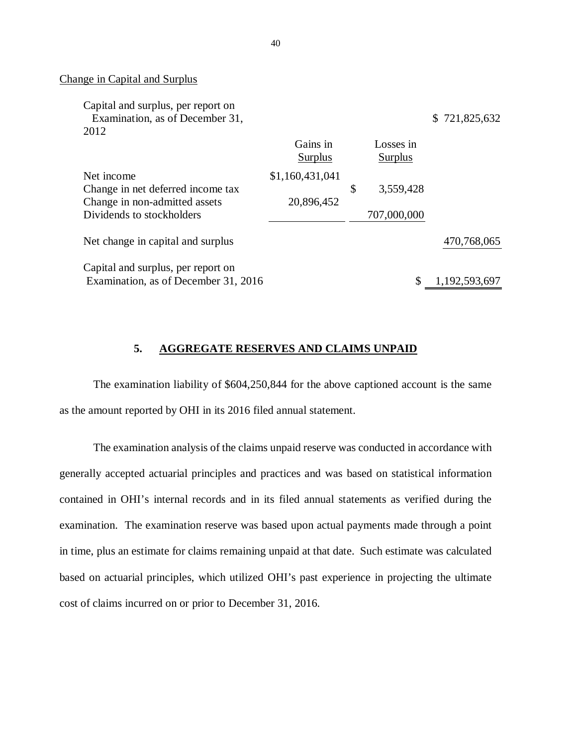Change in Capital and Surplus

| | Gains in Surplus | Losses in Surplus | |
|---|---|---|---|
| Capital and surplus, per report on Examination, as of December 31, 2012 | | | $ 721,825,632 |
| Net income | $1,160,431,041 | | |
| Change in net deferred income tax | | $ 3,559,428 | |
| Change in non-admitted assets | 20,896,452 | | |
| Dividends to stockholders | | 707,000,000 | |
| Net change in capital and surplus | | | 470,768,065 |
| Capital and surplus, per report on Examination, as of December 31, 2016 | | | $ 1,192,593,697 |

## 5. AGGREGATE RESERVES AND CLAIMS UNPAID

The examination liability of $604,250,844 for the above captioned account is the same as the amount reported by OHI in its 2016 filed annual statement.

The examination analysis of the claims unpaid reserve was conducted in accordance with generally accepted actuarial principles and practices and was based on statistical information contained in OHI's internal records and in its filed annual statements as verified during the examination. The examination reserve was based upon actual payments made through a point in time, plus an estimate for claims remaining unpaid at that date. Such estimate was calculated based on actuarial principles, which utilized OHI's past experience in projecting the ultimate cost of claims incurred on or prior to December 31, 2016.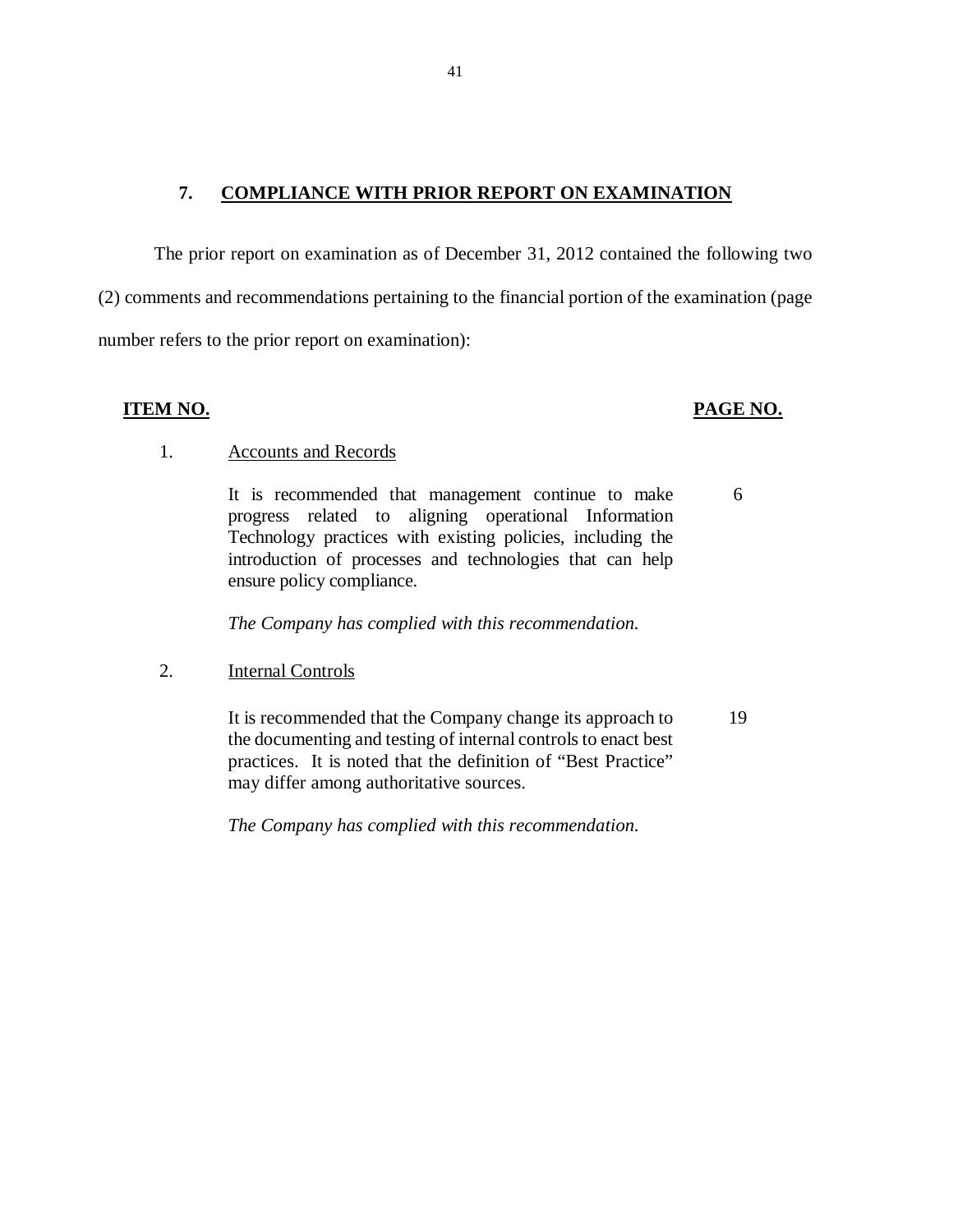## 7. COMPLIANCE WITH PRIOR REPORT ON EXAMINATION

The prior report on examination as of December 31, 2012 contained the following two (2) comments and recommendations pertaining to the financial portion of the examination (page number refers to the prior report on examination):

| ITEM NO. | | PAGE NO. |
|---|---|---|
| 1. | Accounts and Records | |
| | It is recommended that management continue to make progress related to aligning operational Information Technology practices with existing policies, including the introduction of processes and technologies that can help ensure policy compliance. | 6 |
| | *The Company has complied with this recommendation.* | |
| 2. | Internal Controls | |
| | It is recommended that the Company change its approach to the documenting and testing of internal controls to enact best practices. It is noted that the definition of "Best Practice" may differ among authoritative sources. | 19 |
| | *The Company has complied with this recommendation.* | |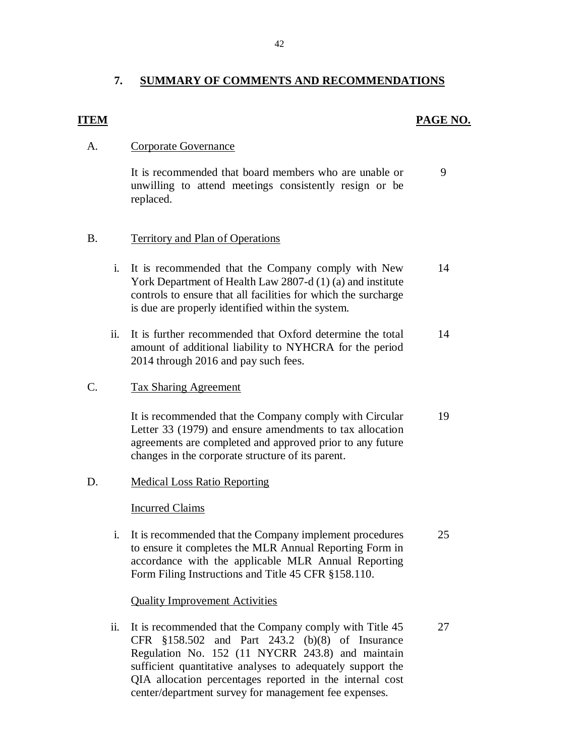## 7. SUMMARY OF COMMENTS AND RECOMMENDATIONS

| ITEM | | PAGE NO. |
|---|---|---|
| A. | **Corporate Governance** | |
| | It is recommended that board members who are unable or unwilling to attend meetings consistently resign or be replaced. | 9 |
| B. | **Territory and Plan of Operations** | |
| i. | It is recommended that the Company comply with New York Department of Health Law 2807-d (1) (a) and institute controls to ensure that all facilities for which the surcharge is due are properly identified within the system. | 14 |
| ii. | It is further recommended that Oxford determine the total amount of additional liability to NYHCRA for the period 2014 through 2016 and pay such fees. | 14 |
| C. | **Tax Sharing Agreement** | |
| | It is recommended that the Company comply with Circular Letter 33 (1979) and ensure amendments to tax allocation agreements are completed and approved prior to any future changes in the corporate structure of its parent. | 19 |
| D. | **Medical Loss Ratio Reporting** | |
| | Incurred Claims | |
| i. | It is recommended that the Company implement procedures to ensure it completes the MLR Annual Reporting Form in accordance with the applicable MLR Annual Reporting Form Filing Instructions and Title 45 CFR §158.110. | 25 |
| | Quality Improvement Activities | |
| ii. | It is recommended that the Company comply with Title 45 CFR §158.502 and Part 243.2 (b)(8) of Insurance Regulation No. 152 (11 NYCRR 243.8) and maintain sufficient quantitative analyses to adequately support the QIA allocation percentages reported in the internal cost center/department survey for management fee expenses. | 27 |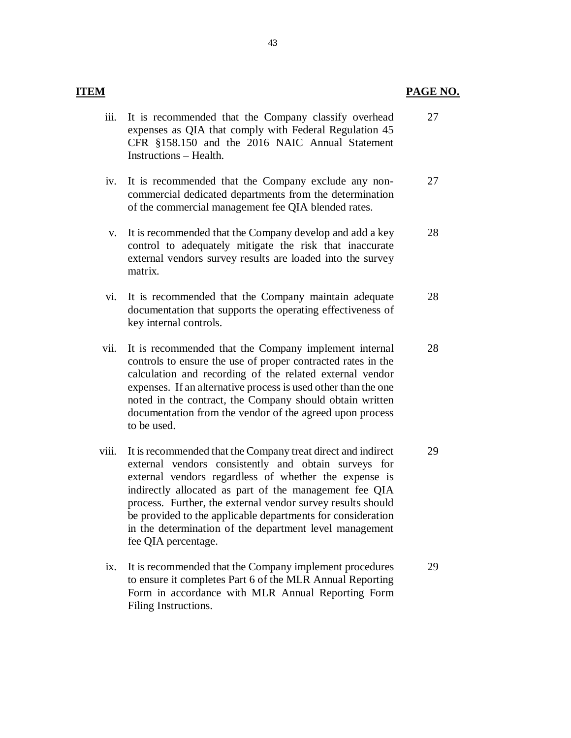| ITEM | | PAGE NO. |
|---|---|---|
| iii. | It is recommended that the Company classify overhead expenses as QIA that comply with Federal Regulation 45 CFR §158.150 and the 2016 NAIC Annual Statement Instructions – Health. | 27 |
| iv. | It is recommended that the Company exclude any non-commercial dedicated departments from the determination of the commercial management fee QIA blended rates. | 27 |
| v. | It is recommended that the Company develop and add a key control to adequately mitigate the risk that inaccurate external vendors survey results are loaded into the survey matrix. | 28 |
| vi. | It is recommended that the Company maintain adequate documentation that supports the operating effectiveness of key internal controls. | 28 |
| vii. | It is recommended that the Company implement internal controls to ensure the use of proper contracted rates in the calculation and recording of the related external vendor expenses. If an alternative process is used other than the one noted in the contract, the Company should obtain written documentation from the vendor of the agreed upon process to be used. | 28 |
| viii. | It is recommended that the Company treat direct and indirect external vendors consistently and obtain surveys for external vendors regardless of whether the expense is indirectly allocated as part of the management fee QIA process. Further, the external vendor survey results should be provided to the applicable departments for consideration in the determination of the department level management fee QIA percentage. | 29 |
| ix. | It is recommended that the Company implement procedures to ensure it completes Part 6 of the MLR Annual Reporting Form in accordance with MLR Annual Reporting Form Filing Instructions. | 29 |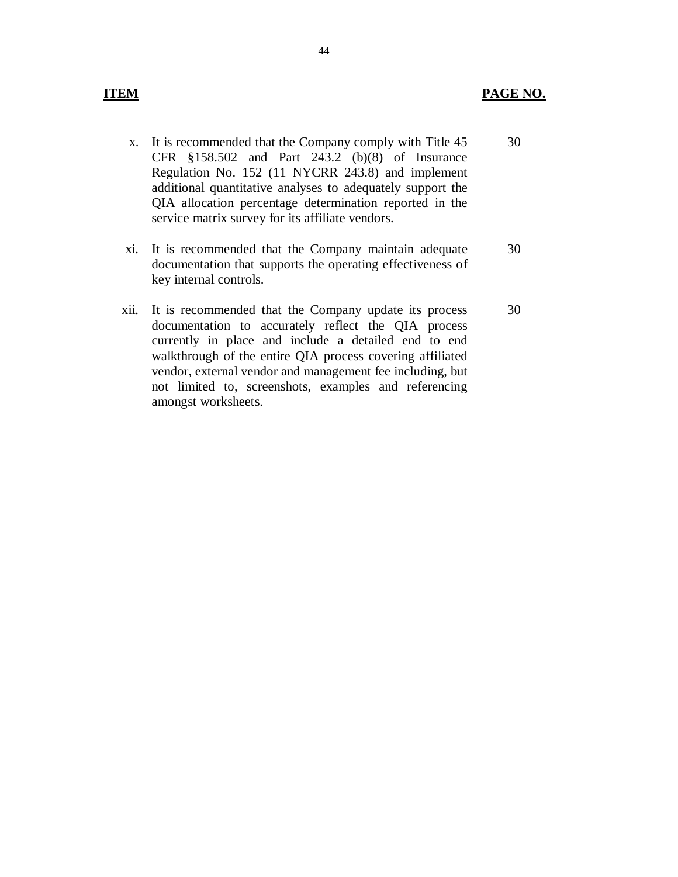| ITEM | | PAGE NO. |
|---|---|---|
| x. | It is recommended that the Company comply with Title 45 CFR §158.502 and Part 243.2 (b)(8) of Insurance Regulation No. 152 (11 NYCRR 243.8) and implement additional quantitative analyses to adequately support the QIA allocation percentage determination reported in the service matrix survey for its affiliate vendors. | 30 |
| xi. | It is recommended that the Company maintain adequate documentation that supports the operating effectiveness of key internal controls. | 30 |
| xii. | It is recommended that the Company update its process documentation to accurately reflect the QIA process currently in place and include a detailed end to end walkthrough of the entire QIA process covering affiliated vendor, external vendor and management fee including, but not limited to, screenshots, examples and referencing amongst worksheets. | 30 |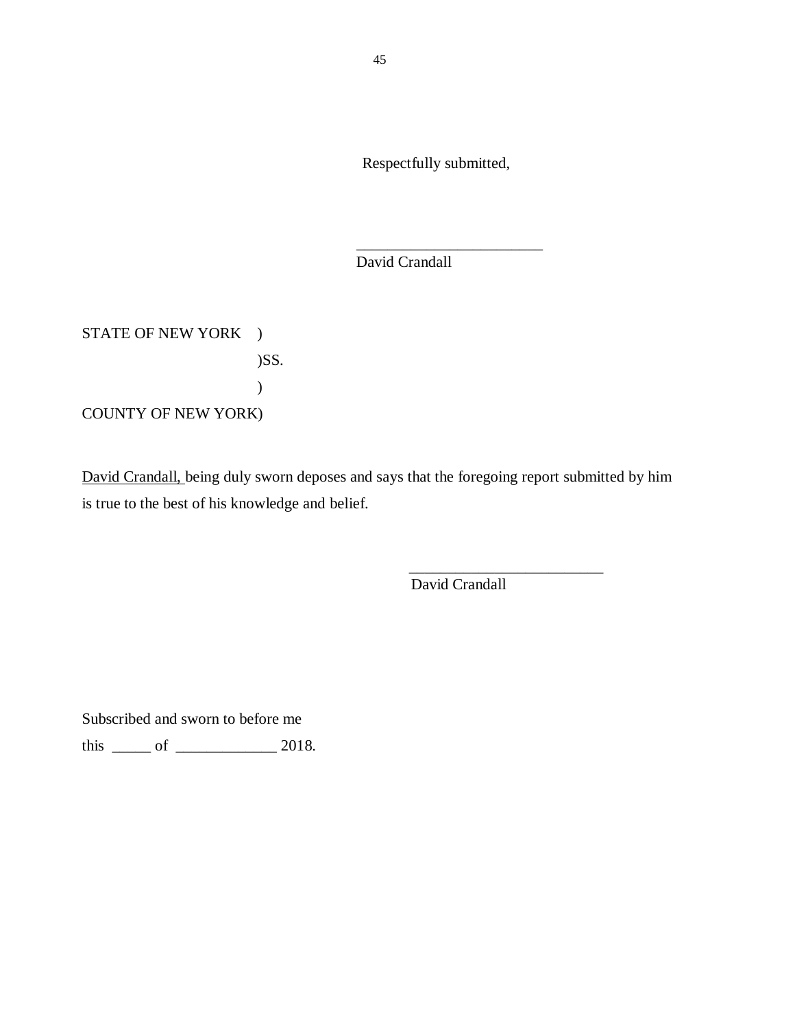Respectfully submitted,

\_\_\_\_\_\_\_\_\_\_\_\_\_\_\_\_\_\_\_\_\_\_\_\_
David Crandall

STATE OF NEW YORK )
)SS.
)
COUNTY OF NEW YORK)

David Crandall, being duly sworn deposes and says that the foregoing report submitted by him is true to the best of his knowledge and belief.

\_\_\_\_\_\_\_\_\_\_\_\_\_\_\_\_\_\_\_\_\_\_\_\_\_
David Crandall

Subscribed and sworn to before me
this \_\_\_\_\_ of \_\_\_\_\_\_\_\_\_\_\_\_\_ 2018.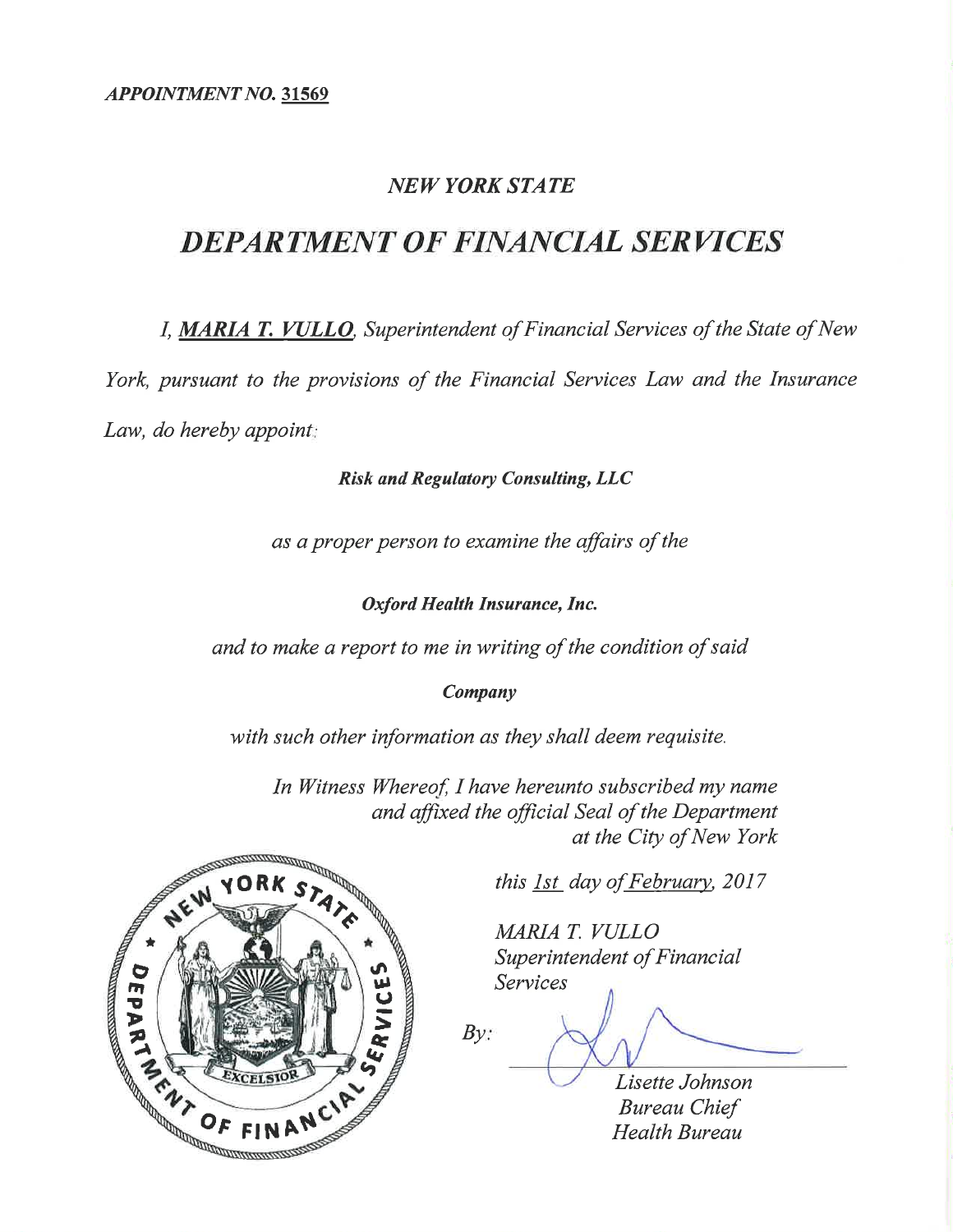*APPOINTMENT NO.* **31569**

## *NEW YORK STATE*

# *DEPARTMENT OF FINANCIAL SERVICES*

*I,* ***MARIA T. VULLO****, Superintendent of Financial Services of the State of New York, pursuant to the provisions of the Financial Services Law and the Insurance Law, do hereby appoint:*

***Risk and Regulatory Consulting, LLC***

*as a proper person to examine the affairs of the*

***Oxford Health Insurance, Inc.***

*and to make a report to me in writing of the condition of said*

***Company***

*with such other information as they shall deem requisite.*

*In Witness Whereof, I have hereunto subscribed my name and affixed the official Seal of the Department at the City of New York*

*this 1st day of February, 2017*

*MARIA T. VULLO*
*Superintendent of Financial Services*

*By:*

*Lisette Johnson*
*Bureau Chief*
*Health Bureau*